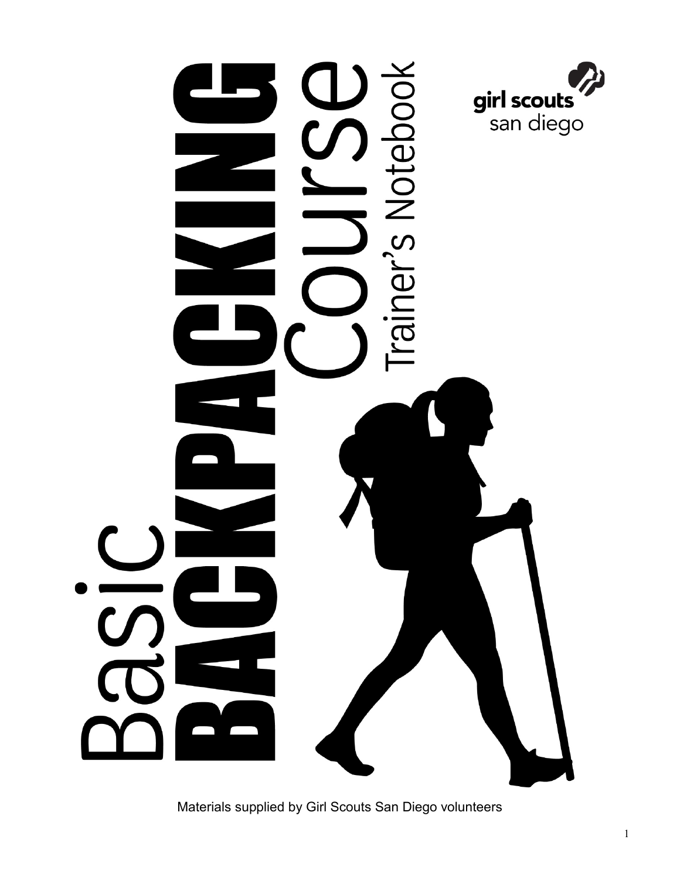# Basic BACKPACKING Course

## Trainer's Notebook

girl scouts san diego

Materials supplied by Girl Scouts San Diego volunteers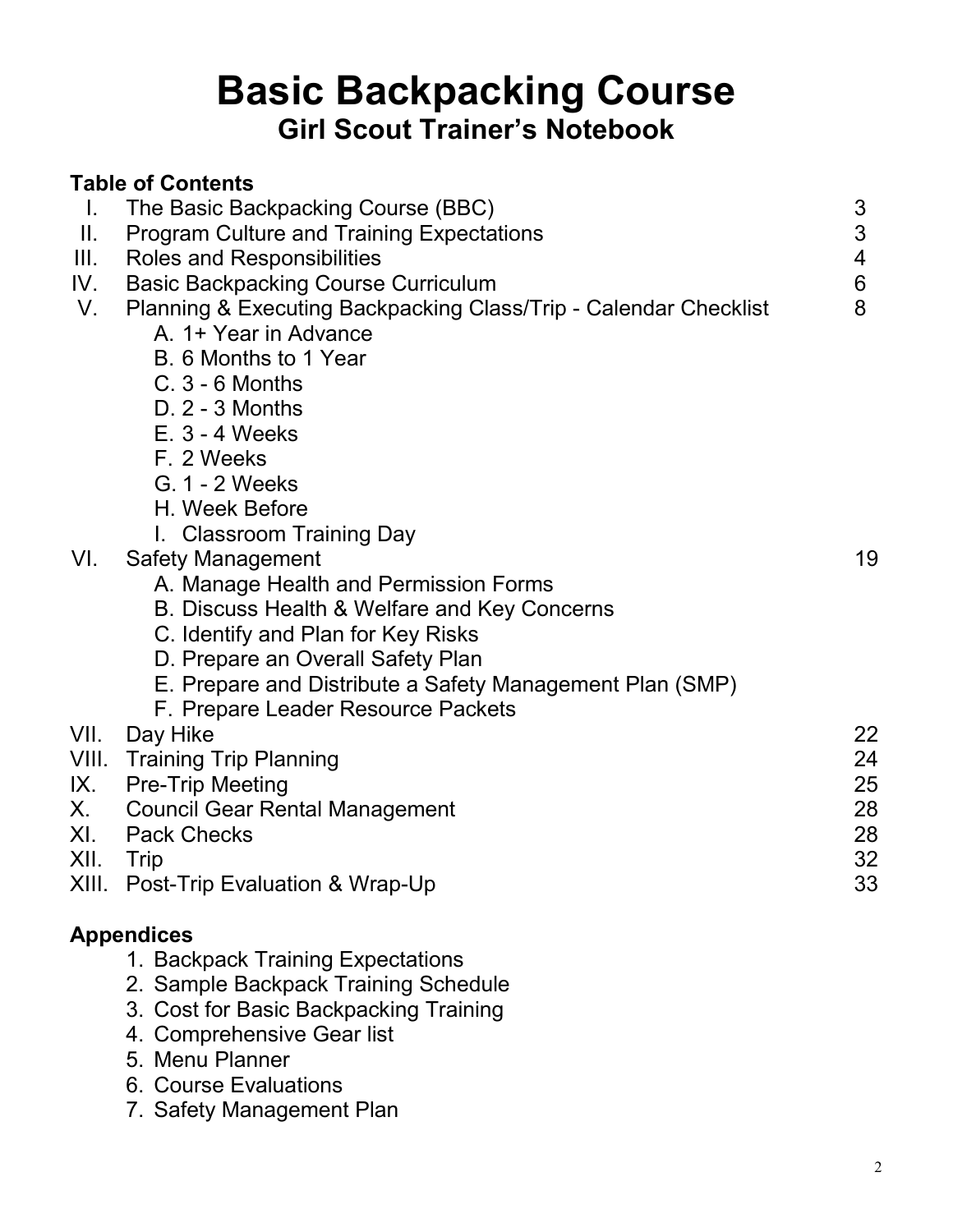# Basic Backpacking Course

## Girl Scout Trainer's Notebook

### Table of Contents

| | | |
|---|---|---|
| I. | The Basic Backpacking Course (BBC) | 3 |
| II. | Program Culture and Training Expectations | 3 |
| III. | Roles and Responsibilities | 4 |
| IV. | Basic Backpacking Course Curriculum | 6 |
| V. | Planning & Executing Backpacking Class/Trip - Calendar Checklist | 8 |
| | A. 1+ Year in Advance | |
| | B. 6 Months to 1 Year | |
| | C. 3 - 6 Months | |
| | D. 2 - 3 Months | |
| | E. 3 - 4 Weeks | |
| | F. 2 Weeks | |
| | G. 1 - 2 Weeks | |
| | H. Week Before | |
| | I. Classroom Training Day | |
| VI. | Safety Management | 19 |
| | A. Manage Health and Permission Forms | |
| | B. Discuss Health & Welfare and Key Concerns | |
| | C. Identify and Plan for Key Risks | |
| | D. Prepare an Overall Safety Plan | |
| | E. Prepare and Distribute a Safety Management Plan (SMP) | |
| | F. Prepare Leader Resource Packets | |
| VII. | Day Hike | 22 |
| VIII. | Training Trip Planning | 24 |
| IX. | Pre-Trip Meeting | 25 |
| X. | Council Gear Rental Management | 28 |
| XI. | Pack Checks | 28 |
| XII. | Trip | 32 |
| XIII. | Post-Trip Evaluation & Wrap-Up | 33 |

### Appendices

1. Backpack Training Expectations
2. Sample Backpack Training Schedule
3. Cost for Basic Backpacking Training
4. Comprehensive Gear list
5. Menu Planner
6. Course Evaluations
7. Safety Management Plan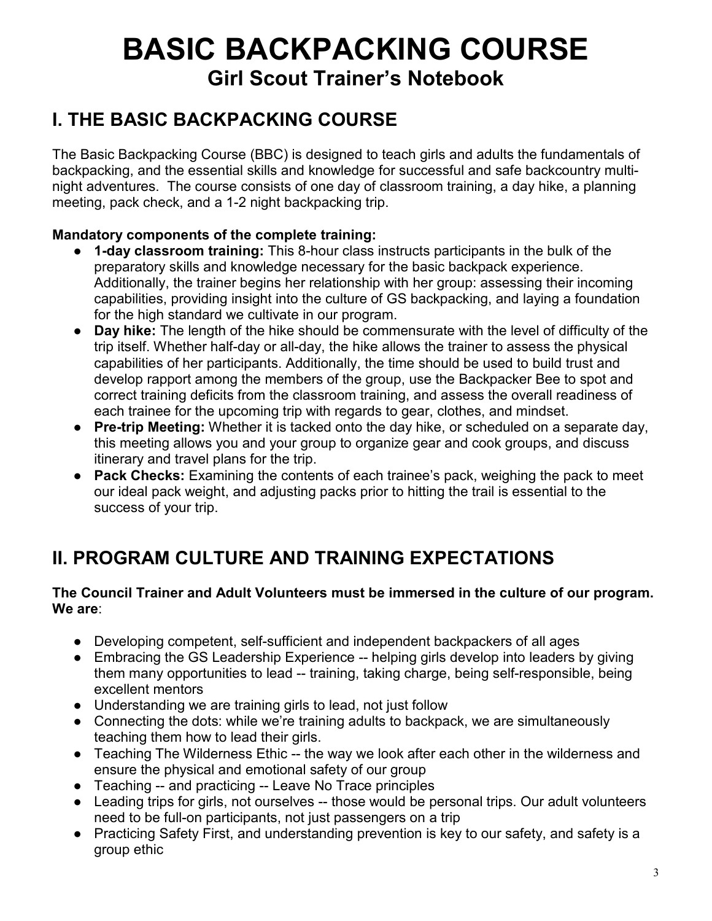# BASIC BACKPACKING COURSE

## Girl Scout Trainer's Notebook

## I. THE BASIC BACKPACKING COURSE

The Basic Backpacking Course (BBC) is designed to teach girls and adults the fundamentals of backpacking, and the essential skills and knowledge for successful and safe backcountry multi-night adventures. The course consists of one day of classroom training, a day hike, a planning meeting, pack check, and a 1-2 night backpacking trip.

**Mandatory components of the complete training:**

- **1-day classroom training:** This 8-hour class instructs participants in the bulk of the preparatory skills and knowledge necessary for the basic backpack experience. Additionally, the trainer begins her relationship with her group: assessing their incoming capabilities, providing insight into the culture of GS backpacking, and laying a foundation for the high standard we cultivate in our program.
- **Day hike:** The length of the hike should be commensurate with the level of difficulty of the trip itself. Whether half-day or all-day, the hike allows the trainer to assess the physical capabilities of her participants. Additionally, the time should be used to build trust and develop rapport among the members of the group, use the Backpacker Bee to spot and correct training deficits from the classroom training, and assess the overall readiness of each trainee for the upcoming trip with regards to gear, clothes, and mindset.
- **Pre-trip Meeting:** Whether it is tacked onto the day hike, or scheduled on a separate day, this meeting allows you and your group to organize gear and cook groups, and discuss itinerary and travel plans for the trip.
- **Pack Checks:** Examining the contents of each trainee's pack, weighing the pack to meet our ideal pack weight, and adjusting packs prior to hitting the trail is essential to the success of your trip.

## II. PROGRAM CULTURE AND TRAINING EXPECTATIONS

**The Council Trainer and Adult Volunteers must be immersed in the culture of our program. We are**:

- Developing competent, self-sufficient and independent backpackers of all ages
- Embracing the GS Leadership Experience -- helping girls develop into leaders by giving them many opportunities to lead -- training, taking charge, being self-responsible, being excellent mentors
- Understanding we are training girls to lead, not just follow
- Connecting the dots: while we're training adults to backpack, we are simultaneously teaching them how to lead their girls.
- Teaching The Wilderness Ethic -- the way we look after each other in the wilderness and ensure the physical and emotional safety of our group
- Teaching -- and practicing -- Leave No Trace principles
- Leading trips for girls, not ourselves -- those would be personal trips. Our adult volunteers need to be full-on participants, not just passengers on a trip
- Practicing Safety First, and understanding prevention is key to our safety, and safety is a group ethic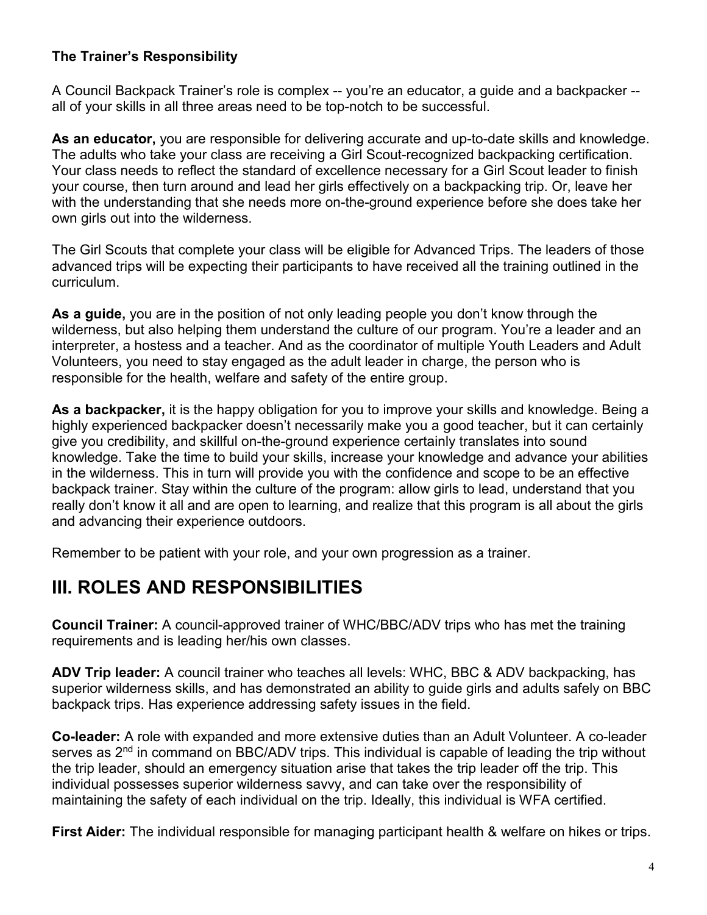**The Trainer's Responsibility**

A Council Backpack Trainer's role is complex -- you're an educator, a guide and a backpacker -- all of your skills in all three areas need to be top-notch to be successful.

**As an educator,** you are responsible for delivering accurate and up-to-date skills and knowledge. The adults who take your class are receiving a Girl Scout-recognized backpacking certification. Your class needs to reflect the standard of excellence necessary for a Girl Scout leader to finish your course, then turn around and lead her girls effectively on a backpacking trip. Or, leave her with the understanding that she needs more on-the-ground experience before she does take her own girls out into the wilderness.

The Girl Scouts that complete your class will be eligible for Advanced Trips. The leaders of those advanced trips will be expecting their participants to have received all the training outlined in the curriculum.

**As a guide,** you are in the position of not only leading people you don't know through the wilderness, but also helping them understand the culture of our program. You're a leader and an interpreter, a hostess and a teacher. And as the coordinator of multiple Youth Leaders and Adult Volunteers, you need to stay engaged as the adult leader in charge, the person who is responsible for the health, welfare and safety of the entire group.

**As a backpacker,** it is the happy obligation for you to improve your skills and knowledge. Being a highly experienced backpacker doesn't necessarily make you a good teacher, but it can certainly give you credibility, and skillful on-the-ground experience certainly translates into sound knowledge. Take the time to build your skills, increase your knowledge and advance your abilities in the wilderness. This in turn will provide you with the confidence and scope to be an effective backpack trainer. Stay within the culture of the program: allow girls to lead, understand that you really don't know it all and are open to learning, and realize that this program is all about the girls and advancing their experience outdoors.

Remember to be patient with your role, and your own progression as a trainer.

# III. ROLES AND RESPONSIBILITIES

**Council Trainer:** A council-approved trainer of WHC/BBC/ADV trips who has met the training requirements and is leading her/his own classes.

**ADV Trip leader:** A council trainer who teaches all levels: WHC, BBC & ADV backpacking, has superior wilderness skills, and has demonstrated an ability to guide girls and adults safely on BBC backpack trips. Has experience addressing safety issues in the field.

**Co-leader:** A role with expanded and more extensive duties than an Adult Volunteer. A co-leader serves as 2nd in command on BBC/ADV trips. This individual is capable of leading the trip without the trip leader, should an emergency situation arise that takes the trip leader off the trip. This individual possesses superior wilderness savvy, and can take over the responsibility of maintaining the safety of each individual on the trip. Ideally, this individual is WFA certified.

**First Aider:** The individual responsible for managing participant health & welfare on hikes or trips.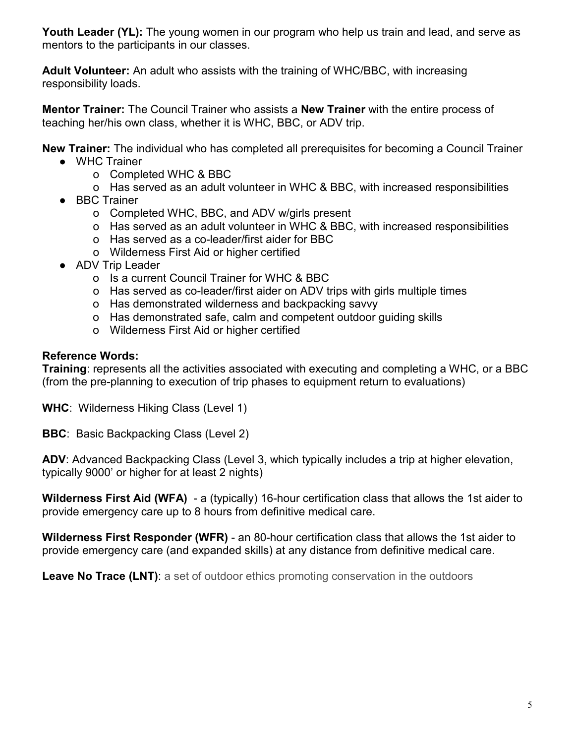**Youth Leader (YL):** The young women in our program who help us train and lead, and serve as mentors to the participants in our classes.

**Adult Volunteer:** An adult who assists with the training of WHC/BBC, with increasing responsibility loads.

**Mentor Trainer:** The Council Trainer who assists a **New Trainer** with the entire process of teaching her/his own class, whether it is WHC, BBC, or ADV trip.

**New Trainer:** The individual who has completed all prerequisites for becoming a Council Trainer

- WHC Trainer
  - Completed WHC & BBC
  - Has served as an adult volunteer in WHC & BBC, with increased responsibilities
- BBC Trainer
  - Completed WHC, BBC, and ADV w/girls present
  - Has served as an adult volunteer in WHC & BBC, with increased responsibilities
  - Has served as a co-leader/first aider for BBC
  - Wilderness First Aid or higher certified
- ADV Trip Leader
  - Is a current Council Trainer for WHC & BBC
  - Has served as co-leader/first aider on ADV trips with girls multiple times
  - Has demonstrated wilderness and backpacking savvy
  - Has demonstrated safe, calm and competent outdoor guiding skills
  - Wilderness First Aid or higher certified

**Reference Words:**

**Training**: represents all the activities associated with executing and completing a WHC, or a BBC (from the pre-planning to execution of trip phases to equipment return to evaluations)

**WHC**: Wilderness Hiking Class (Level 1)

**BBC**: Basic Backpacking Class (Level 2)

**ADV**: Advanced Backpacking Class (Level 3, which typically includes a trip at higher elevation, typically 9000' or higher for at least 2 nights)

**Wilderness First Aid (WFA)** - a (typically) 16-hour certification class that allows the 1st aider to provide emergency care up to 8 hours from definitive medical care.

**Wilderness First Responder (WFR)** - an 80-hour certification class that allows the 1st aider to provide emergency care (and expanded skills) at any distance from definitive medical care.

**Leave No Trace (LNT)**: a set of outdoor ethics promoting conservation in the outdoors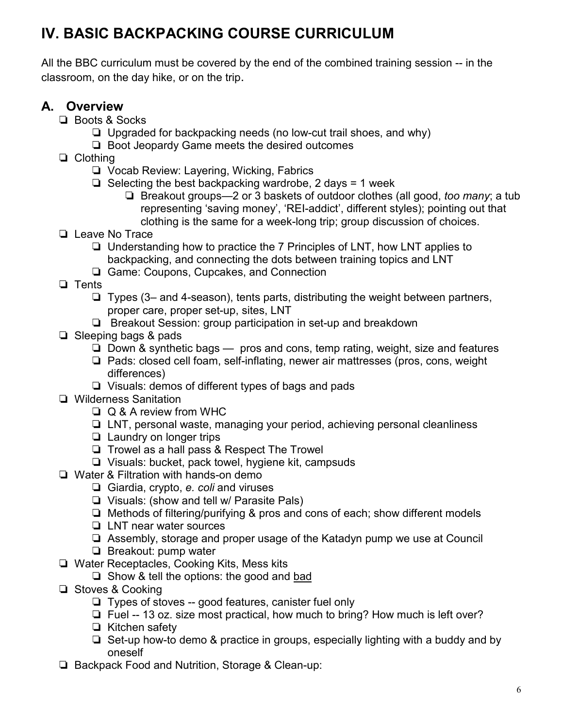# IV. BASIC BACKPACKING COURSE CURRICULUM

All the BBC curriculum must be covered by the end of the combined training session -- in the classroom, on the day hike, or on the trip.

## A. Overview

- ❏ Boots & Socks
  - ❏ Upgraded for backpacking needs (no low-cut trail shoes, and why)
  - ❏ Boot Jeopardy Game meets the desired outcomes
- ❏ Clothing
  - ❏ Vocab Review: Layering, Wicking, Fabrics
  - ❏ Selecting the best backpacking wardrobe, 2 days = 1 week
    - ❏ Breakout groups—2 or 3 baskets of outdoor clothes (all good, *too many*; a tub representing 'saving money', 'REI-addict', different styles); pointing out that clothing is the same for a week-long trip; group discussion of choices.
- ❏ Leave No Trace
  - ❏ Understanding how to practice the 7 Principles of LNT, how LNT applies to backpacking, and connecting the dots between training topics and LNT
  - ❏ Game: Coupons, Cupcakes, and Connection
- ❏ Tents
  - ❏ Types (3– and 4-season), tents parts, distributing the weight between partners, proper care, proper set-up, sites, LNT
  - ❏ Breakout Session: group participation in set-up and breakdown
- ❏ Sleeping bags & pads
  - ❏ Down & synthetic bags — pros and cons, temp rating, weight, size and features
  - ❏ Pads: closed cell foam, self-inflating, newer air mattresses (pros, cons, weight differences)
  - ❏ Visuals: demos of different types of bags and pads
- ❏ Wilderness Sanitation
  - ❏ Q & A review from WHC
  - ❏ LNT, personal waste, managing your period, achieving personal cleanliness
  - ❏ Laundry on longer trips
  - ❏ Trowel as a hall pass & Respect The Trowel
  - ❏ Visuals: bucket, pack towel, hygiene kit, campsuds
- ❏ Water & Filtration with hands-on demo
  - ❏ Giardia, crypto, *e. coli* and viruses
  - ❏ Visuals: (show and tell w/ Parasite Pals)
  - ❏ Methods of filtering/purifying & pros and cons of each; show different models
  - ❏ LNT near water sources
  - ❏ Assembly, storage and proper usage of the Katadyn pump we use at Council
  - ❏ Breakout: pump water
- ❏ Water Receptacles, Cooking Kits, Mess kits
  - ❏ Show & tell the options: the good and <u>bad</u>
- ❏ Stoves & Cooking
  - ❏ Types of stoves -- good features, canister fuel only
  - ❏ Fuel -- 13 oz. size most practical, how much to bring? How much is left over?
  - ❏ Kitchen safety
  - ❏ Set-up how-to demo & practice in groups, especially lighting with a buddy and by oneself
- ❏ Backpack Food and Nutrition, Storage & Clean-up: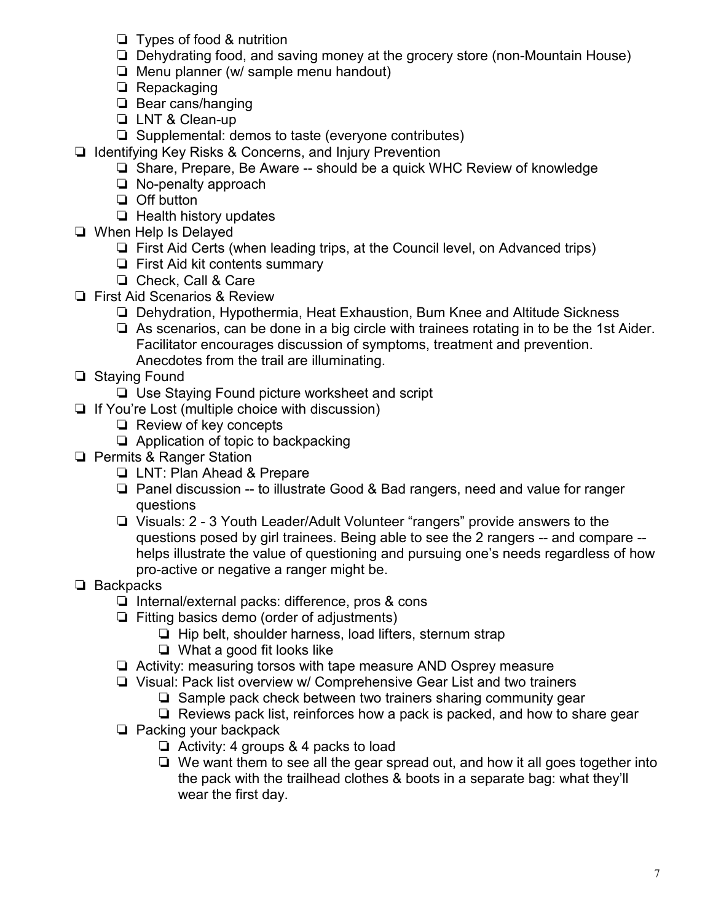- [ ] Types of food & nutrition
    - [ ] Dehydrating food, and saving money at the grocery store (non-Mountain House)
    - [ ] Menu planner (w/ sample menu handout)
    - [ ] Repackaging
    - [ ] Bear cans/hanging
    - [ ] LNT & Clean-up
    - [ ] Supplemental: demos to taste (everyone contributes)
- [ ] Identifying Key Risks & Concerns, and Injury Prevention
    - [ ] Share, Prepare, Be Aware -- should be a quick WHC Review of knowledge
    - [ ] No-penalty approach
    - [ ] Off button
    - [ ] Health history updates
- [ ] When Help Is Delayed
    - [ ] First Aid Certs (when leading trips, at the Council level, on Advanced trips)
    - [ ] First Aid kit contents summary
    - [ ] Check, Call & Care
- [ ] First Aid Scenarios & Review
    - [ ] Dehydration, Hypothermia, Heat Exhaustion, Bum Knee and Altitude Sickness
    - [ ] As scenarios, can be done in a big circle with trainees rotating in to be the 1st Aider. Facilitator encourages discussion of symptoms, treatment and prevention. Anecdotes from the trail are illuminating.
- [ ] Staying Found
    - [ ] Use Staying Found picture worksheet and script
- [ ] If You're Lost (multiple choice with discussion)
    - [ ] Review of key concepts
    - [ ] Application of topic to backpacking
- [ ] Permits & Ranger Station
    - [ ] LNT: Plan Ahead & Prepare
    - [ ] Panel discussion -- to illustrate Good & Bad rangers, need and value for ranger questions
    - [ ] Visuals: 2 - 3 Youth Leader/Adult Volunteer "rangers" provide answers to the questions posed by girl trainees. Being able to see the 2 rangers -- and compare -- helps illustrate the value of questioning and pursuing one's needs regardless of how pro-active or negative a ranger might be.
- [ ] Backpacks
    - [ ] Internal/external packs: difference, pros & cons
    - [ ] Fitting basics demo (order of adjustments)
        - [ ] Hip belt, shoulder harness, load lifters, sternum strap
        - [ ] What a good fit looks like
    - [ ] Activity: measuring torsos with tape measure AND Osprey measure
    - [ ] Visual: Pack list overview w/ Comprehensive Gear List and two trainers
        - [ ] Sample pack check between two trainers sharing community gear
        - [ ] Reviews pack list, reinforces how a pack is packed, and how to share gear
    - [ ] Packing your backpack
        - [ ] Activity: 4 groups & 4 packs to load
        - [ ] We want them to see all the gear spread out, and how it all goes together into the pack with the trailhead clothes & boots in a separate bag: what they'll wear the first day.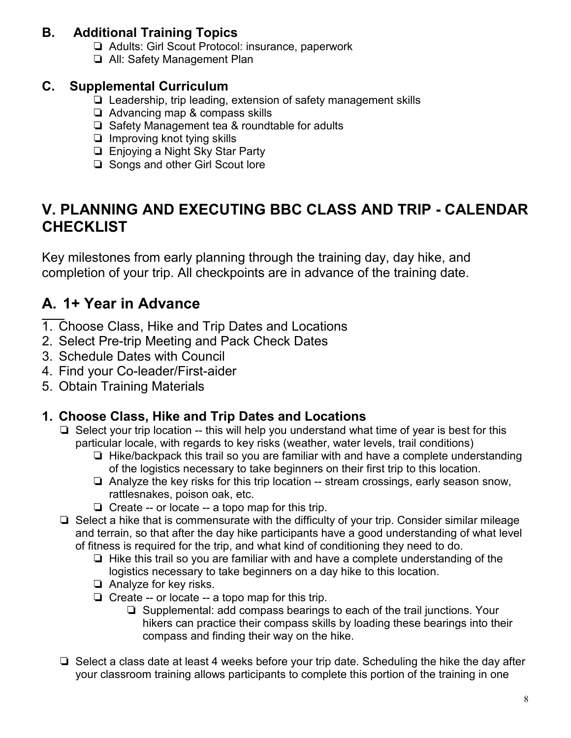### B. Additional Training Topics

- ❏ Adults: Girl Scout Protocol: insurance, paperwork
- ❏ All: Safety Management Plan

### C. Supplemental Curriculum

- ❏ Leadership, trip leading, extension of safety management skills
- ❏ Advancing map & compass skills
- ❏ Safety Management tea & roundtable for adults
- ❏ Improving knot tying skills
- ❏ Enjoying a Night Sky Star Party
- ❏ Songs and other Girl Scout lore

## V. PLANNING AND EXECUTING BBC CLASS AND TRIP - CALENDAR CHECKLIST

Key milestones from early planning through the training day, day hike, and completion of your trip. All checkpoints are in advance of the training date.

## A. 1+ Year in Advance

1. Choose Class, Hike and Trip Dates and Locations
2. Select Pre-trip Meeting and Pack Check Dates
3. Schedule Dates with Council
4. Find your Co-leader/First-aider
5. Obtain Training Materials

### 1. Choose Class, Hike and Trip Dates and Locations

- ❏ Select your trip location -- this will help you understand what time of year is best for this particular locale, with regards to key risks (weather, water levels, trail conditions)
  - ❏ Hike/backpack this trail so you are familiar with and have a complete understanding of the logistics necessary to take beginners on their first trip to this location.
  - ❏ Analyze the key risks for this trip location -- stream crossings, early season snow, rattlesnakes, poison oak, etc.
  - ❏ Create -- or locate -- a topo map for this trip.
- ❏ Select a hike that is commensurate with the difficulty of your trip. Consider similar mileage and terrain, so that after the day hike participants have a good understanding of what level of fitness is required for the trip, and what kind of conditioning they need to do.
  - ❏ Hike this trail so you are familiar with and have a complete understanding of the logistics necessary to take beginners on a day hike to this location.
  - ❏ Analyze for key risks.
  - ❏ Create -- or locate -- a topo map for this trip.
    - ❏ Supplemental: add compass bearings to each of the trail junctions. Your hikers can practice their compass skills by loading these bearings into their compass and finding their way on the hike.
- ❏ Select a class date at least 4 weeks before your trip date. Scheduling the hike the day after your classroom training allows participants to complete this portion of the training in one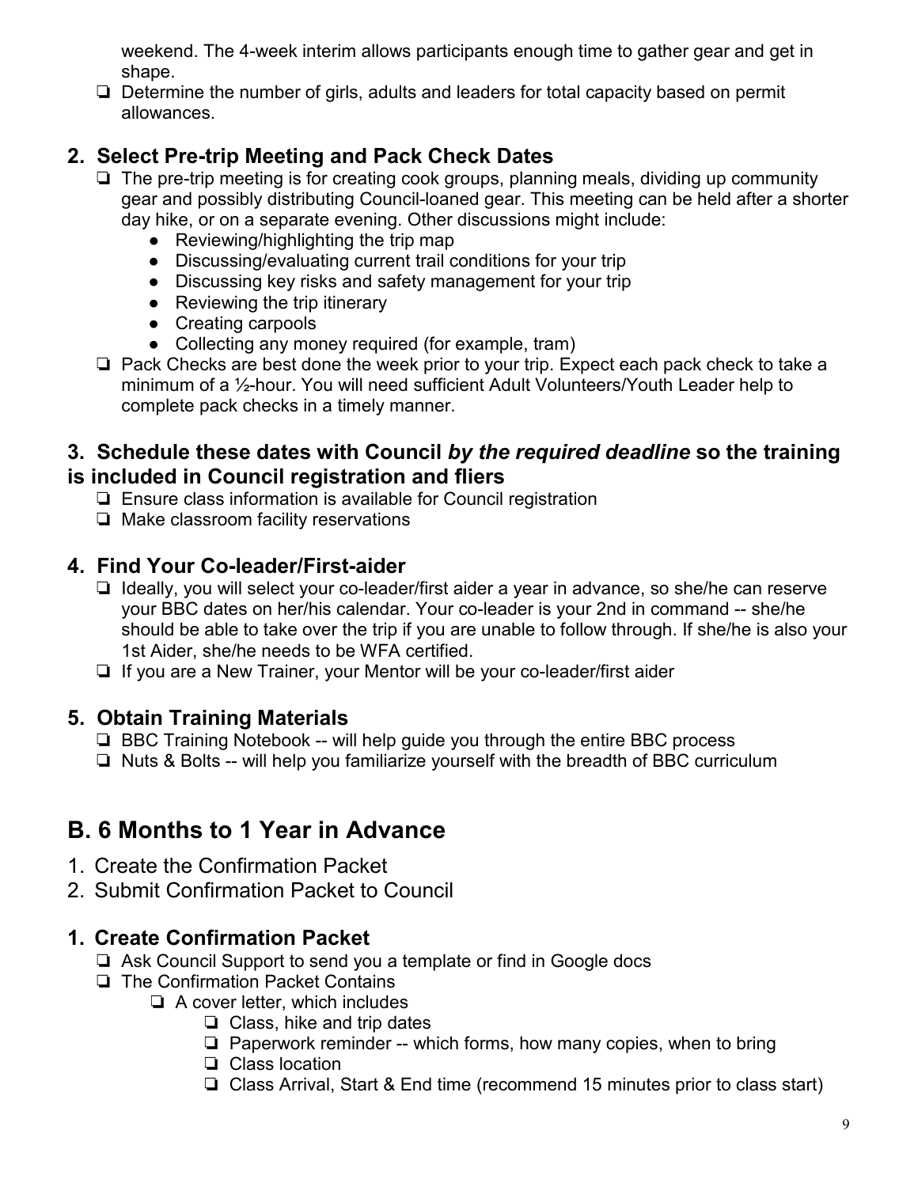weekend. The 4-week interim allows participants enough time to gather gear and get in shape.

- ❏ Determine the number of girls, adults and leaders for total capacity based on permit allowances.

### 2. Select Pre-trip Meeting and Pack Check Dates

- ❏ The pre-trip meeting is for creating cook groups, planning meals, dividing up community gear and possibly distributing Council-loaned gear. This meeting can be held after a shorter day hike, or on a separate evening. Other discussions might include:
    - Reviewing/highlighting the trip map
    - Discussing/evaluating current trail conditions for your trip
    - Discussing key risks and safety management for your trip
    - Reviewing the trip itinerary
    - Creating carpools
    - Collecting any money required (for example, tram)
- ❏ Pack Checks are best done the week prior to your trip. Expect each pack check to take a minimum of a ½-hour. You will need sufficient Adult Volunteers/Youth Leader help to complete pack checks in a timely manner.

### 3. Schedule these dates with Council *by the required deadline* so the training is included in Council registration and fliers

- ❏ Ensure class information is available for Council registration
- ❏ Make classroom facility reservations

### 4. Find Your Co-leader/First-aider

- ❏ Ideally, you will select your co-leader/first aider a year in advance, so she/he can reserve your BBC dates on her/his calendar. Your co-leader is your 2nd in command -- she/he should be able to take over the trip if you are unable to follow through. If she/he is also your 1st Aider, she/he needs to be WFA certified.
- ❏ If you are a New Trainer, your Mentor will be your co-leader/first aider

### 5. Obtain Training Materials

- ❏ BBC Training Notebook -- will help guide you through the entire BBC process
- ❏ Nuts & Bolts -- will help you familiarize yourself with the breadth of BBC curriculum

## B. 6 Months to 1 Year in Advance

1. Create the Confirmation Packet
2. Submit Confirmation Packet to Council

### 1. Create Confirmation Packet

- ❏ Ask Council Support to send you a template or find in Google docs
- ❏ The Confirmation Packet Contains
    - ❏ A cover letter, which includes
        - ❏ Class, hike and trip dates
        - ❏ Paperwork reminder -- which forms, how many copies, when to bring
        - ❏ Class location
        - ❏ Class Arrival, Start & End time (recommend 15 minutes prior to class start)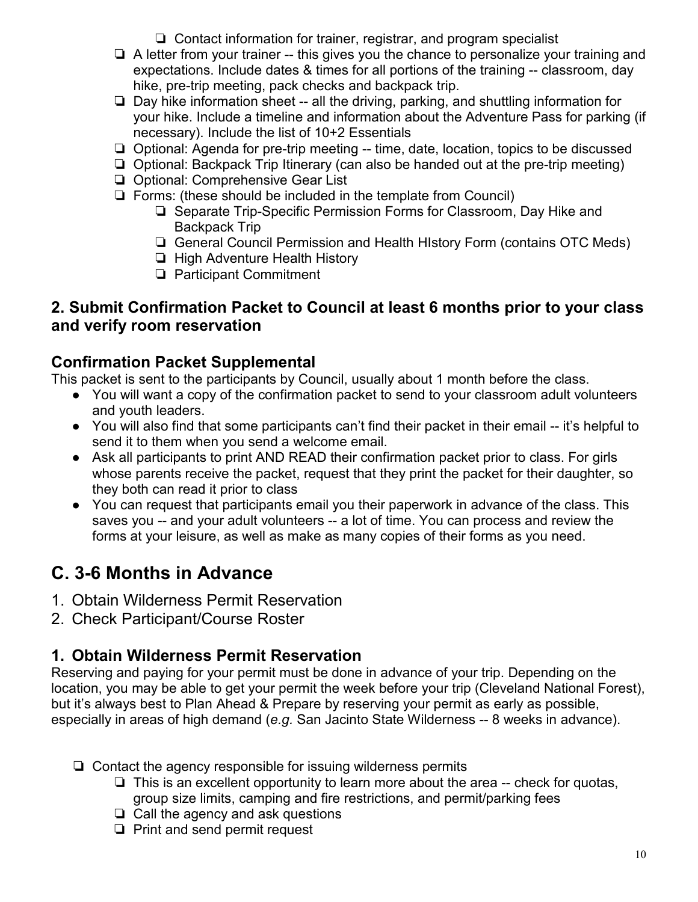- ❏ Contact information for trainer, registrar, and program specialist
- ❏ A letter from your trainer -- this gives you the chance to personalize your training and expectations. Include dates & times for all portions of the training -- classroom, day hike, pre-trip meeting, pack checks and backpack trip.
- ❏ Day hike information sheet -- all the driving, parking, and shuttling information for your hike. Include a timeline and information about the Adventure Pass for parking (if necessary). Include the list of 10+2 Essentials
- ❏ Optional: Agenda for pre-trip meeting -- time, date, location, topics to be discussed
- ❏ Optional: Backpack Trip Itinerary (can also be handed out at the pre-trip meeting)
- ❏ Optional: Comprehensive Gear List
- ❏ Forms: (these should be included in the template from Council)
  - ❏ Separate Trip-Specific Permission Forms for Classroom, Day Hike and Backpack Trip
  - ❏ General Council Permission and Health HIstory Form (contains OTC Meds)
  - ❏ High Adventure Health History
  - ❏ Participant Commitment

### 2. Submit Confirmation Packet to Council at least 6 months prior to your class and verify room reservation

### Confirmation Packet Supplemental

This packet is sent to the participants by Council, usually about 1 month before the class.

- You will want a copy of the confirmation packet to send to your classroom adult volunteers and youth leaders.
- You will also find that some participants can't find their packet in their email -- it's helpful to send it to them when you send a welcome email.
- Ask all participants to print AND READ their confirmation packet prior to class. For girls whose parents receive the packet, request that they print the packet for their daughter, so they both can read it prior to class
- You can request that participants email you their paperwork in advance of the class. This saves you -- and your adult volunteers -- a lot of time. You can process and review the forms at your leisure, as well as make as many copies of their forms as you need.

## C. 3-6 Months in Advance

1. Obtain Wilderness Permit Reservation
2. Check Participant/Course Roster

### 1. Obtain Wilderness Permit Reservation

Reserving and paying for your permit must be done in advance of your trip. Depending on the location, you may be able to get your permit the week before your trip (Cleveland National Forest), but it's always best to Plan Ahead & Prepare by reserving your permit as early as possible, especially in areas of high demand (*e.g.* San Jacinto State Wilderness -- 8 weeks in advance).

- ❏ Contact the agency responsible for issuing wilderness permits
  - ❏ This is an excellent opportunity to learn more about the area -- check for quotas, group size limits, camping and fire restrictions, and permit/parking fees
  - ❏ Call the agency and ask questions
  - ❏ Print and send permit request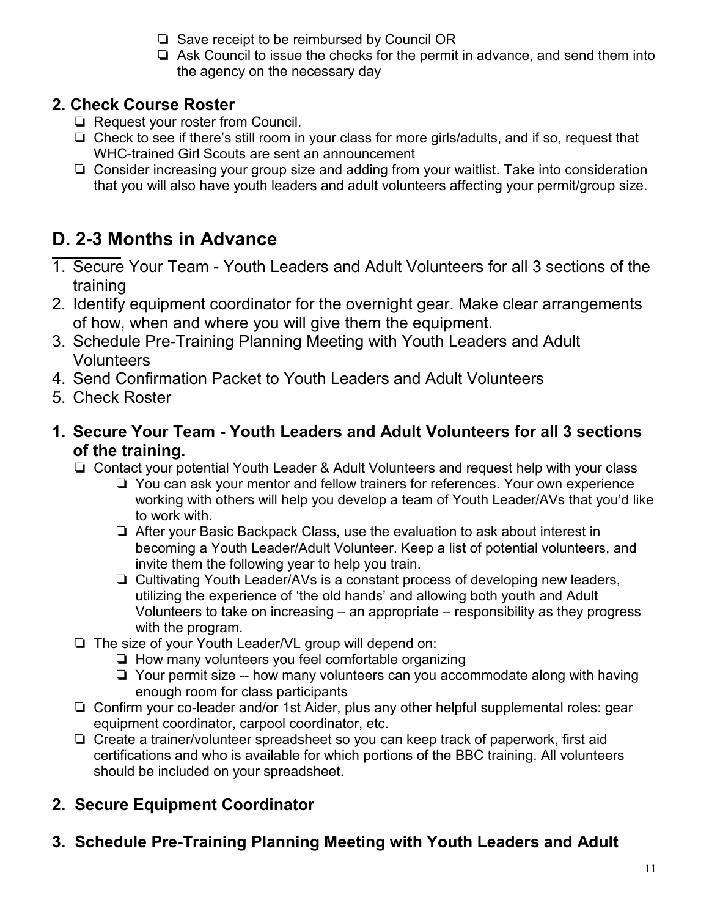- ❏ Save receipt to be reimbursed by Council OR
- ❏ Ask Council to issue the checks for the permit in advance, and send them into the agency on the necessary day

### 2. Check Course Roster

- ❏ Request your roster from Council.
- ❏ Check to see if there's still room in your class for more girls/adults, and if so, request that WHC-trained Girl Scouts are sent an announcement
- ❏ Consider increasing your group size and adding from your waitlist. Take into consideration that you will also have youth leaders and adult volunteers affecting your permit/group size.

## D. 2-3 Months in Advance

1. Secure Your Team - Youth Leaders and Adult Volunteers for all 3 sections of the training
2. Identify equipment coordinator for the overnight gear. Make clear arrangements of how, when and where you will give them the equipment.
3. Schedule Pre-Training Planning Meeting with Youth Leaders and Adult Volunteers
4. Send Confirmation Packet to Youth Leaders and Adult Volunteers
5. Check Roster

### 1. Secure Your Team - Youth Leaders and Adult Volunteers for all 3 sections of the training.

- ❏ Contact your potential Youth Leader & Adult Volunteers and request help with your class
  - ❏ You can ask your mentor and fellow trainers for references. Your own experience working with others will help you develop a team of Youth Leader/AVs that you'd like to work with.
  - ❏ After your Basic Backpack Class, use the evaluation to ask about interest in becoming a Youth Leader/Adult Volunteer. Keep a list of potential volunteers, and invite them the following year to help you train.
  - ❏ Cultivating Youth Leader/AVs is a constant process of developing new leaders, utilizing the experience of 'the old hands' and allowing both youth and Adult Volunteers to take on increasing – an appropriate – responsibility as they progress with the program.
- ❏ The size of your Youth Leader/VL group will depend on:
  - ❏ How many volunteers you feel comfortable organizing
  - ❏ Your permit size -- how many volunteers can you accommodate along with having enough room for class participants
- ❏ Confirm your co-leader and/or 1st Aider, plus any other helpful supplemental roles: gear equipment coordinator, carpool coordinator, etc.
- ❏ Create a trainer/volunteer spreadsheet so you can keep track of paperwork, first aid certifications and who is available for which portions of the BBC training. All volunteers should be included on your spreadsheet.

### 2. Secure Equipment Coordinator

### 3. Schedule Pre-Training Planning Meeting with Youth Leaders and Adult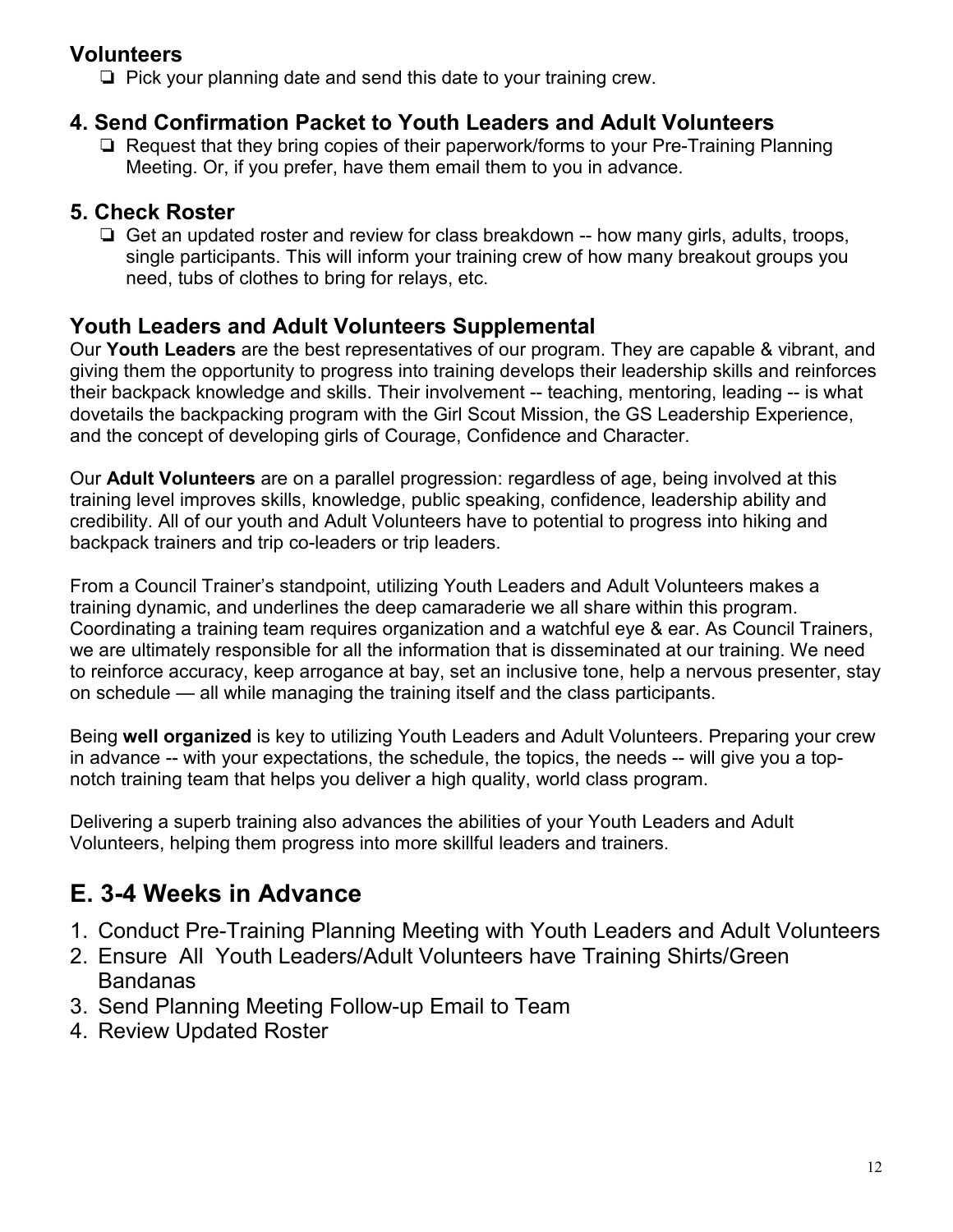### Volunteers

- ❏ Pick your planning date and send this date to your training crew.

### 4. Send Confirmation Packet to Youth Leaders and Adult Volunteers

- ❏ Request that they bring copies of their paperwork/forms to your Pre-Training Planning Meeting. Or, if you prefer, have them email them to you in advance.

### 5. Check Roster

- ❏ Get an updated roster and review for class breakdown -- how many girls, adults, troops, single participants. This will inform your training crew of how many breakout groups you need, tubs of clothes to bring for relays, etc.

### Youth Leaders and Adult Volunteers Supplemental

Our **Youth Leaders** are the best representatives of our program. They are capable & vibrant, and giving them the opportunity to progress into training develops their leadership skills and reinforces their backpack knowledge and skills. Their involvement -- teaching, mentoring, leading -- is what dovetails the backpacking program with the Girl Scout Mission, the GS Leadership Experience, and the concept of developing girls of Courage, Confidence and Character.

Our **Adult Volunteers** are on a parallel progression: regardless of age, being involved at this training level improves skills, knowledge, public speaking, confidence, leadership ability and credibility. All of our youth and Adult Volunteers have to potential to progress into hiking and backpack trainers and trip co-leaders or trip leaders.

From a Council Trainer's standpoint, utilizing Youth Leaders and Adult Volunteers makes a training dynamic, and underlines the deep camaraderie we all share within this program. Coordinating a training team requires organization and a watchful eye & ear. As Council Trainers, we are ultimately responsible for all the information that is disseminated at our training. We need to reinforce accuracy, keep arrogance at bay, set an inclusive tone, help a nervous presenter, stay on schedule — all while managing the training itself and the class participants.

Being **well organized** is key to utilizing Youth Leaders and Adult Volunteers. Preparing your crew in advance -- with your expectations, the schedule, the topics, the needs -- will give you a top-notch training team that helps you deliver a high quality, world class program.

Delivering a superb training also advances the abilities of your Youth Leaders and Adult Volunteers, helping them progress into more skillful leaders and trainers.

## E. 3-4 Weeks in Advance

1. Conduct Pre-Training Planning Meeting with Youth Leaders and Adult Volunteers
2. Ensure All Youth Leaders/Adult Volunteers have Training Shirts/Green Bandanas
3. Send Planning Meeting Follow-up Email to Team
4. Review Updated Roster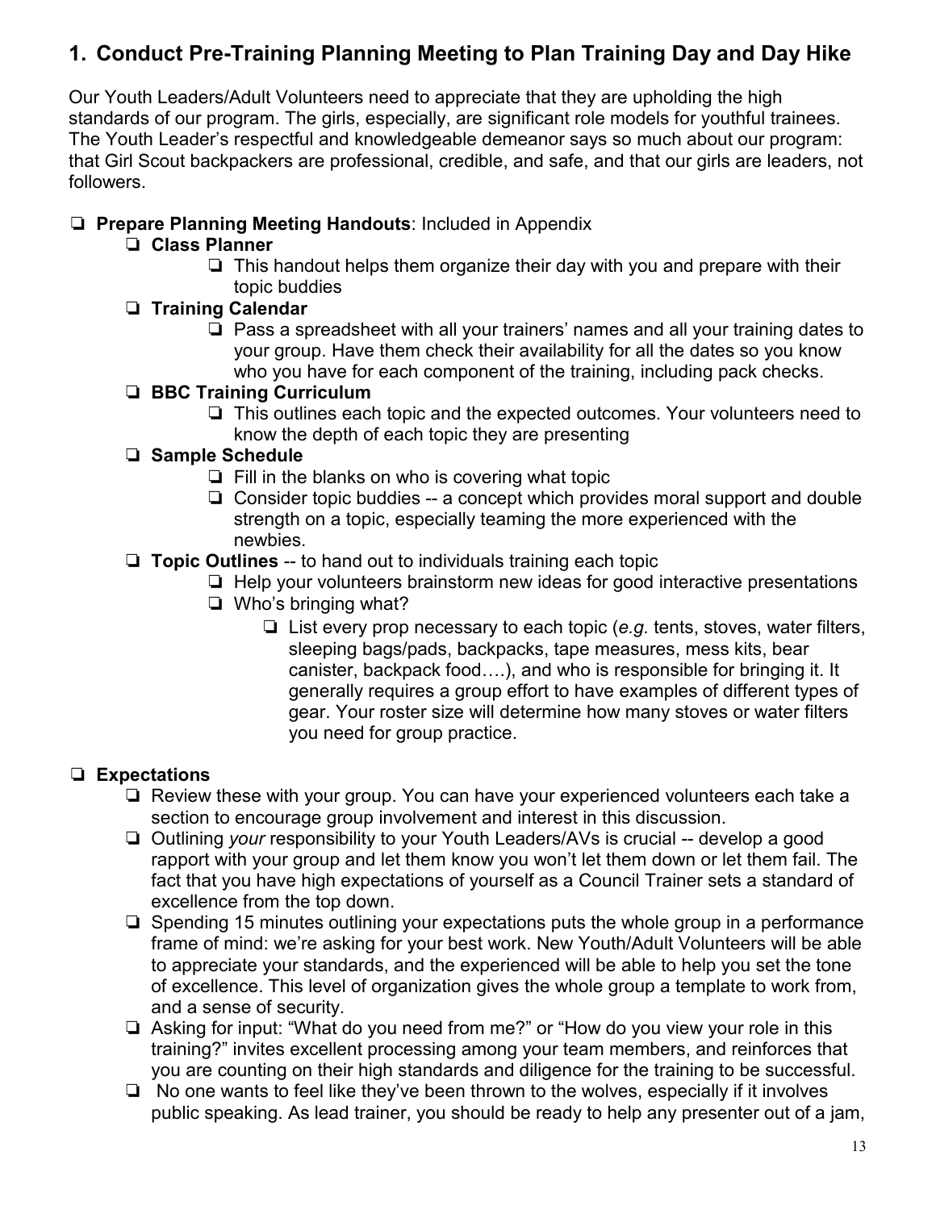## 1. Conduct Pre-Training Planning Meeting to Plan Training Day and Day Hike

Our Youth Leaders/Adult Volunteers need to appreciate that they are upholding the high standards of our program. The girls, especially, are significant role models for youthful trainees. The Youth Leader's respectful and knowledgeable demeanor says so much about our program: that Girl Scout backpackers are professional, credible, and safe, and that our girls are leaders, not followers.

- ❏ **Prepare Planning Meeting Handouts**: Included in Appendix
  - ❏ **Class Planner**
    - ❏ This handout helps them organize their day with you and prepare with their topic buddies
  - ❏ **Training Calendar**
    - ❏ Pass a spreadsheet with all your trainers' names and all your training dates to your group. Have them check their availability for all the dates so you know who you have for each component of the training, including pack checks.
  - ❏ **BBC Training Curriculum**
    - ❏ This outlines each topic and the expected outcomes. Your volunteers need to know the depth of each topic they are presenting
  - ❏ **Sample Schedule**
    - ❏ Fill in the blanks on who is covering what topic
    - ❏ Consider topic buddies -- a concept which provides moral support and double strength on a topic, especially teaming the more experienced with the newbies.
  - ❏ **Topic Outlines** -- to hand out to individuals training each topic
    - ❏ Help your volunteers brainstorm new ideas for good interactive presentations
    - ❏ Who's bringing what?
      - ❏ List every prop necessary to each topic (*e.g.* tents, stoves, water filters, sleeping bags/pads, backpacks, tape measures, mess kits, bear canister, backpack food….), and who is responsible for bringing it. It generally requires a group effort to have examples of different types of gear. Your roster size will determine how many stoves or water filters you need for group practice.

- ❏ **Expectations**
  - ❏ Review these with your group. You can have your experienced volunteers each take a section to encourage group involvement and interest in this discussion.
  - ❏ Outlining *your* responsibility to your Youth Leaders/AVs is crucial -- develop a good rapport with your group and let them know you won't let them down or let them fail. The fact that you have high expectations of yourself as a Council Trainer sets a standard of excellence from the top down.
  - ❏ Spending 15 minutes outlining your expectations puts the whole group in a performance frame of mind: we're asking for your best work. New Youth/Adult Volunteers will be able to appreciate your standards, and the experienced will be able to help you set the tone of excellence. This level of organization gives the whole group a template to work from, and a sense of security.
  - ❏ Asking for input: "What do you need from me?" or "How do you view your role in this training?" invites excellent processing among your team members, and reinforces that you are counting on their high standards and diligence for the training to be successful.
  - ❏ No one wants to feel like they've been thrown to the wolves, especially if it involves public speaking. As lead trainer, you should be ready to help any presenter out of a jam,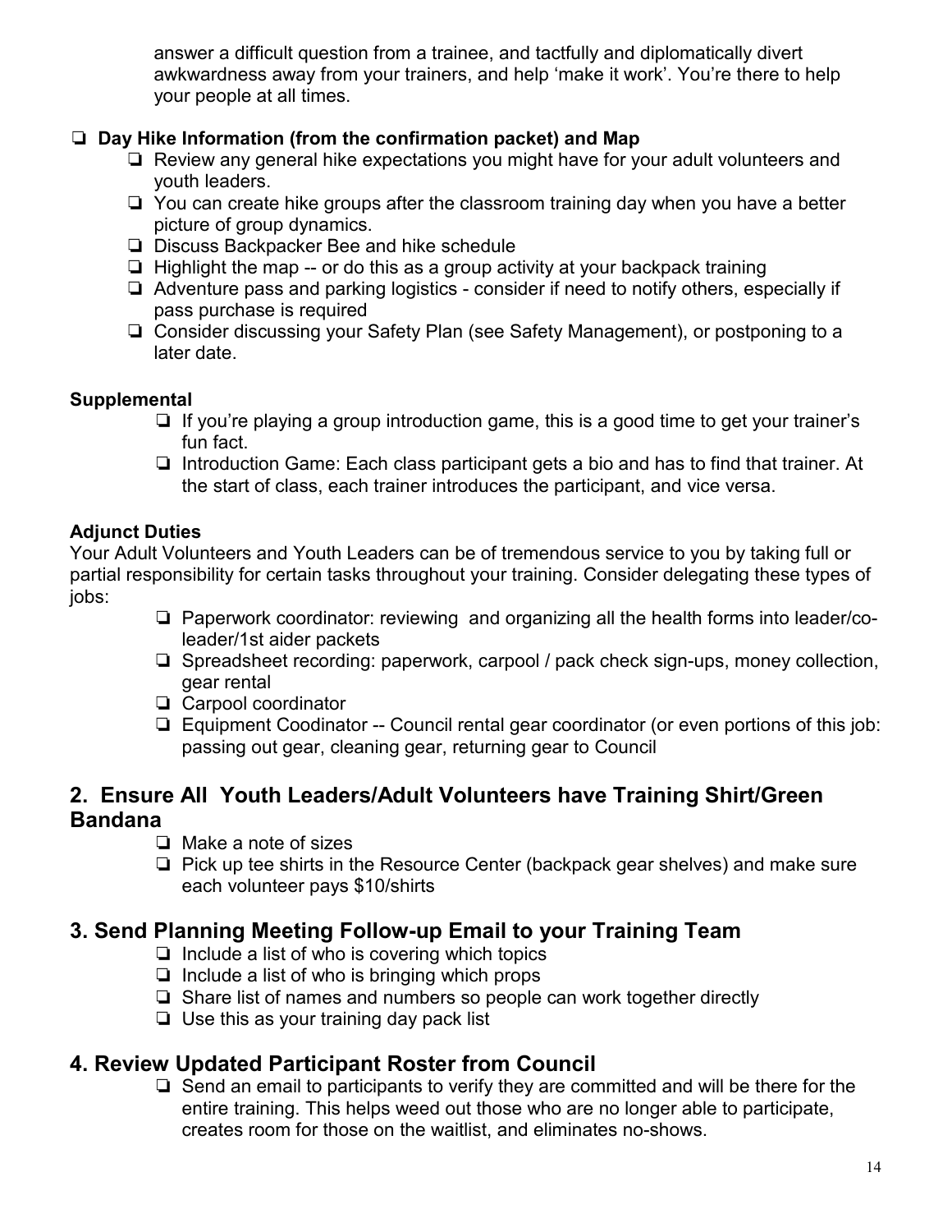answer a difficult question from a trainee, and tactfully and diplomatically divert awkwardness away from your trainers, and help 'make it work'. You're there to help your people at all times.

- ❏ **Day Hike Information (from the confirmation packet) and Map**
  - ❏ Review any general hike expectations you might have for your adult volunteers and youth leaders.
  - ❏ You can create hike groups after the classroom training day when you have a better picture of group dynamics.
  - ❏ Discuss Backpacker Bee and hike schedule
  - ❏ Highlight the map -- or do this as a group activity at your backpack training
  - ❏ Adventure pass and parking logistics - consider if need to notify others, especially if pass purchase is required
  - ❏ Consider discussing your Safety Plan (see Safety Management), or postponing to a later date.

**Supplemental**

- ❏ If you're playing a group introduction game, this is a good time to get your trainer's fun fact.
- ❏ Introduction Game: Each class participant gets a bio and has to find that trainer. At the start of class, each trainer introduces the participant, and vice versa.

**Adjunct Duties**

Your Adult Volunteers and Youth Leaders can be of tremendous service to you by taking full or partial responsibility for certain tasks throughout your training. Consider delegating these types of jobs:

- ❏ Paperwork coordinator: reviewing and organizing all the health forms into leader/co-leader/1st aider packets
- ❏ Spreadsheet recording: paperwork, carpool / pack check sign-ups, money collection, gear rental
- ❏ Carpool coordinator
- ❏ Equipment Coodinator -- Council rental gear coordinator (or even portions of this job: passing out gear, cleaning gear, returning gear to Council

## 2. Ensure All Youth Leaders/Adult Volunteers have Training Shirt/Green Bandana

- ❏ Make a note of sizes
- ❏ Pick up tee shirts in the Resource Center (backpack gear shelves) and make sure each volunteer pays $10/shirts

## 3. Send Planning Meeting Follow-up Email to your Training Team

- ❏ Include a list of who is covering which topics
- ❏ Include a list of who is bringing which props
- ❏ Share list of names and numbers so people can work together directly
- ❏ Use this as your training day pack list

## 4. Review Updated Participant Roster from Council

- ❏ Send an email to participants to verify they are committed and will be there for the entire training. This helps weed out those who are no longer able to participate, creates room for those on the waitlist, and eliminates no-shows.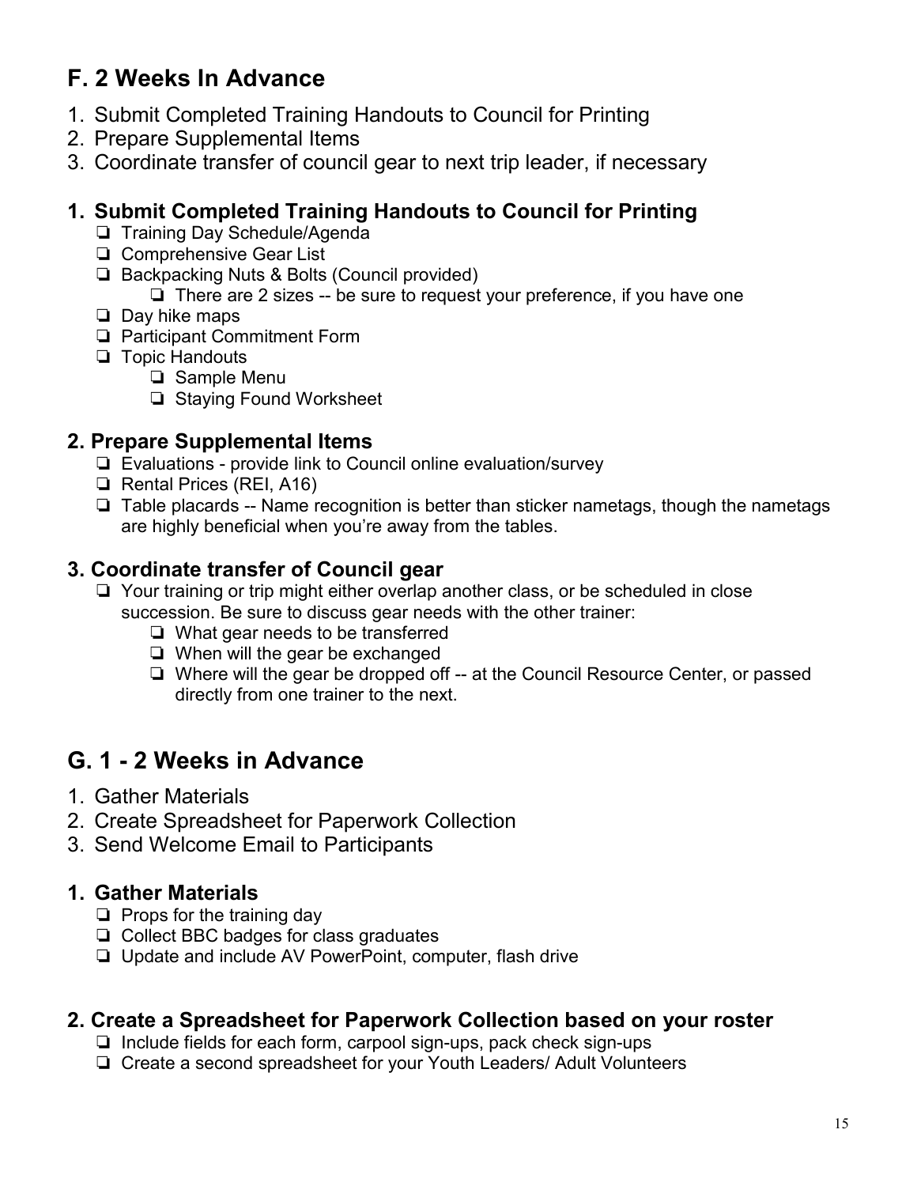## F. 2 Weeks In Advance

1. Submit Completed Training Handouts to Council for Printing
2. Prepare Supplemental Items
3. Coordinate transfer of council gear to next trip leader, if necessary

### 1. Submit Completed Training Handouts to Council for Printing

- ❏ Training Day Schedule/Agenda
- ❏ Comprehensive Gear List
- ❏ Backpacking Nuts & Bolts (Council provided)
  - ❏ There are 2 sizes -- be sure to request your preference, if you have one
- ❏ Day hike maps
- ❏ Participant Commitment Form
- ❏ Topic Handouts
  - ❏ Sample Menu
  - ❏ Staying Found Worksheet

### 2. Prepare Supplemental Items

- ❏ Evaluations - provide link to Council online evaluation/survey
- ❏ Rental Prices (REI, A16)
- ❏ Table placards -- Name recognition is better than sticker nametags, though the nametags are highly beneficial when you're away from the tables.

### 3. Coordinate transfer of Council gear

- ❏ Your training or trip might either overlap another class, or be scheduled in close succession. Be sure to discuss gear needs with the other trainer:
  - ❏ What gear needs to be transferred
  - ❏ When will the gear be exchanged
  - ❏ Where will the gear be dropped off -- at the Council Resource Center, or passed directly from one trainer to the next.

## G. 1 - 2 Weeks in Advance

1. Gather Materials
2. Create Spreadsheet for Paperwork Collection
3. Send Welcome Email to Participants

### 1. Gather Materials

- ❏ Props for the training day
- ❏ Collect BBC badges for class graduates
- ❏ Update and include AV PowerPoint, computer, flash drive

### 2. Create a Spreadsheet for Paperwork Collection based on your roster

- ❏ Include fields for each form, carpool sign-ups, pack check sign-ups
- ❏ Create a second spreadsheet for your Youth Leaders/ Adult Volunteers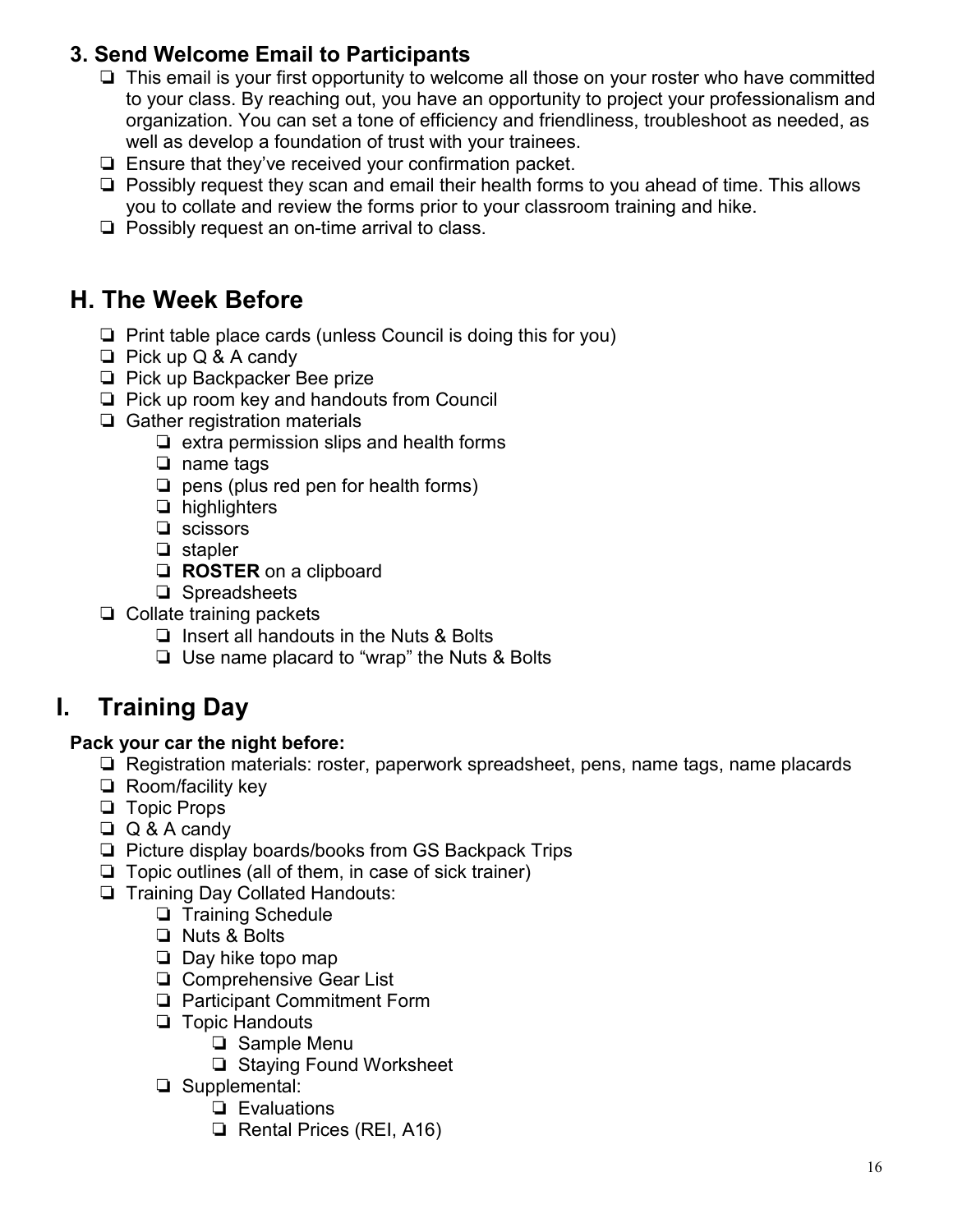### 3. Send Welcome Email to Participants

- ❏ This email is your first opportunity to welcome all those on your roster who have committed to your class. By reaching out, you have an opportunity to project your professionalism and organization. You can set a tone of efficiency and friendliness, troubleshoot as needed, as well as develop a foundation of trust with your trainees.
- ❏ Ensure that they've received your confirmation packet.
- ❏ Possibly request they scan and email their health forms to you ahead of time. This allows you to collate and review the forms prior to your classroom training and hike.
- ❏ Possibly request an on-time arrival to class.

## H. The Week Before

- ❏ Print table place cards (unless Council is doing this for you)
- ❏ Pick up Q & A candy
- ❏ Pick up Backpacker Bee prize
- ❏ Pick up room key and handouts from Council
- ❏ Gather registration materials
  - ❏ extra permission slips and health forms
  - ❏ name tags
  - ❏ pens (plus red pen for health forms)
  - ❏ highlighters
  - ❏ scissors
  - ❏ stapler
  - ❏ **ROSTER** on a clipboard
  - ❏ Spreadsheets
- ❏ Collate training packets
  - ❏ Insert all handouts in the Nuts & Bolts
  - ❏ Use name placard to "wrap" the Nuts & Bolts

## I. Training Day

**Pack your car the night before:**

- ❏ Registration materials: roster, paperwork spreadsheet, pens, name tags, name placards
- ❏ Room/facility key
- ❏ Topic Props
- ❏ Q & A candy
- ❏ Picture display boards/books from GS Backpack Trips
- ❏ Topic outlines (all of them, in case of sick trainer)
- ❏ Training Day Collated Handouts:
  - ❏ Training Schedule
  - ❏ Nuts & Bolts
  - ❏ Day hike topo map
  - ❏ Comprehensive Gear List
  - ❏ Participant Commitment Form
  - ❏ Topic Handouts
    - ❏ Sample Menu
    - ❏ Staying Found Worksheet
  - ❏ Supplemental:
    - ❏ Evaluations
    - ❏ Rental Prices (REI, A16)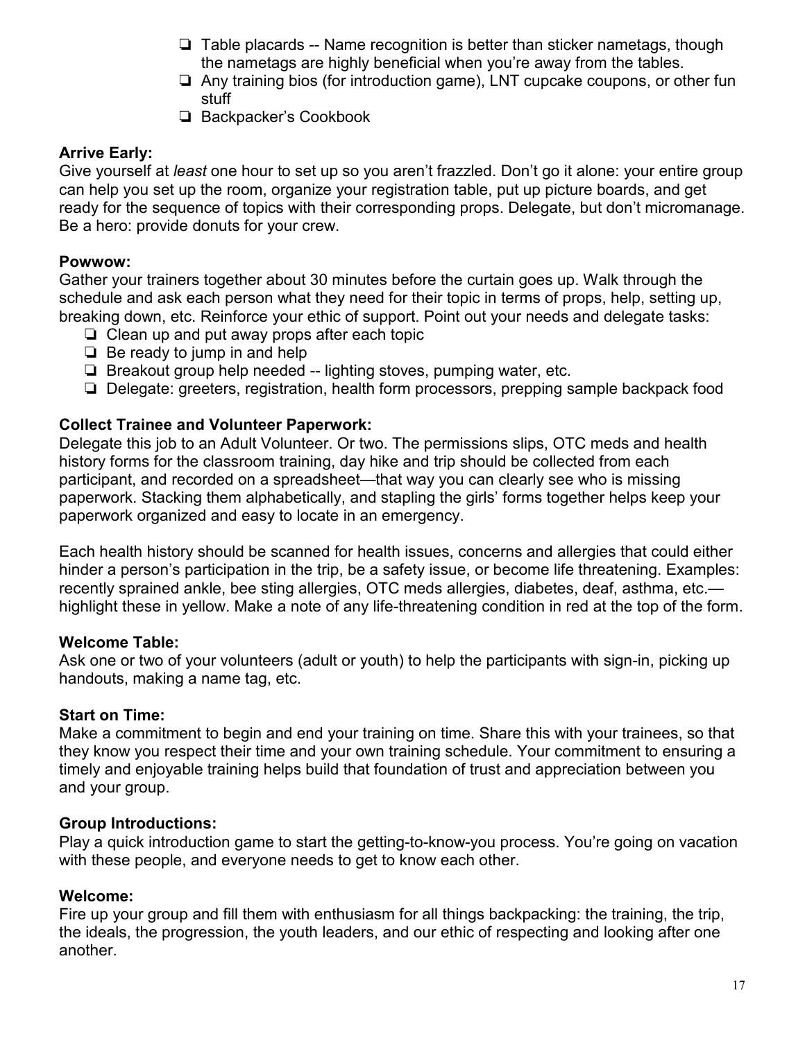- ❏ Table placards -- Name recognition is better than sticker nametags, though the nametags are highly beneficial when you're away from the tables.
- ❏ Any training bios (for introduction game), LNT cupcake coupons, or other fun stuff
- ❏ Backpacker's Cookbook

**Arrive Early:**
Give yourself at *least* one hour to set up so you aren't frazzled. Don't go it alone: your entire group can help you set up the room, organize your registration table, put up picture boards, and get ready for the sequence of topics with their corresponding props. Delegate, but don't micromanage. Be a hero: provide donuts for your crew.

**Powwow:**
Gather your trainers together about 30 minutes before the curtain goes up. Walk through the schedule and ask each person what they need for their topic in terms of props, help, setting up, breaking down, etc. Reinforce your ethic of support. Point out your needs and delegate tasks:

- ❏ Clean up and put away props after each topic
- ❏ Be ready to jump in and help
- ❏ Breakout group help needed -- lighting stoves, pumping water, etc.
- ❏ Delegate: greeters, registration, health form processors, prepping sample backpack food

**Collect Trainee and Volunteer Paperwork:**
Delegate this job to an Adult Volunteer. Or two. The permissions slips, OTC meds and health history forms for the classroom training, day hike and trip should be collected from each participant, and recorded on a spreadsheet—that way you can clearly see who is missing paperwork. Stacking them alphabetically, and stapling the girls' forms together helps keep your paperwork organized and easy to locate in an emergency.

Each health history should be scanned for health issues, concerns and allergies that could either hinder a person's participation in the trip, be a safety issue, or become life threatening. Examples: recently sprained ankle, bee sting allergies, OTC meds allergies, diabetes, deaf, asthma, etc.—highlight these in yellow. Make a note of any life-threatening condition in red at the top of the form.

**Welcome Table:**
Ask one or two of your volunteers (adult or youth) to help the participants with sign-in, picking up handouts, making a name tag, etc.

**Start on Time:**
Make a commitment to begin and end your training on time. Share this with your trainees, so that they know you respect their time and your own training schedule. Your commitment to ensuring a timely and enjoyable training helps build that foundation of trust and appreciation between you and your group.

**Group Introductions:**
Play a quick introduction game to start the getting-to-know-you process. You're going on vacation with these people, and everyone needs to get to know each other.

**Welcome:**
Fire up your group and fill them with enthusiasm for all things backpacking: the training, the trip, the ideals, the progression, the youth leaders, and our ethic of respecting and looking after one another.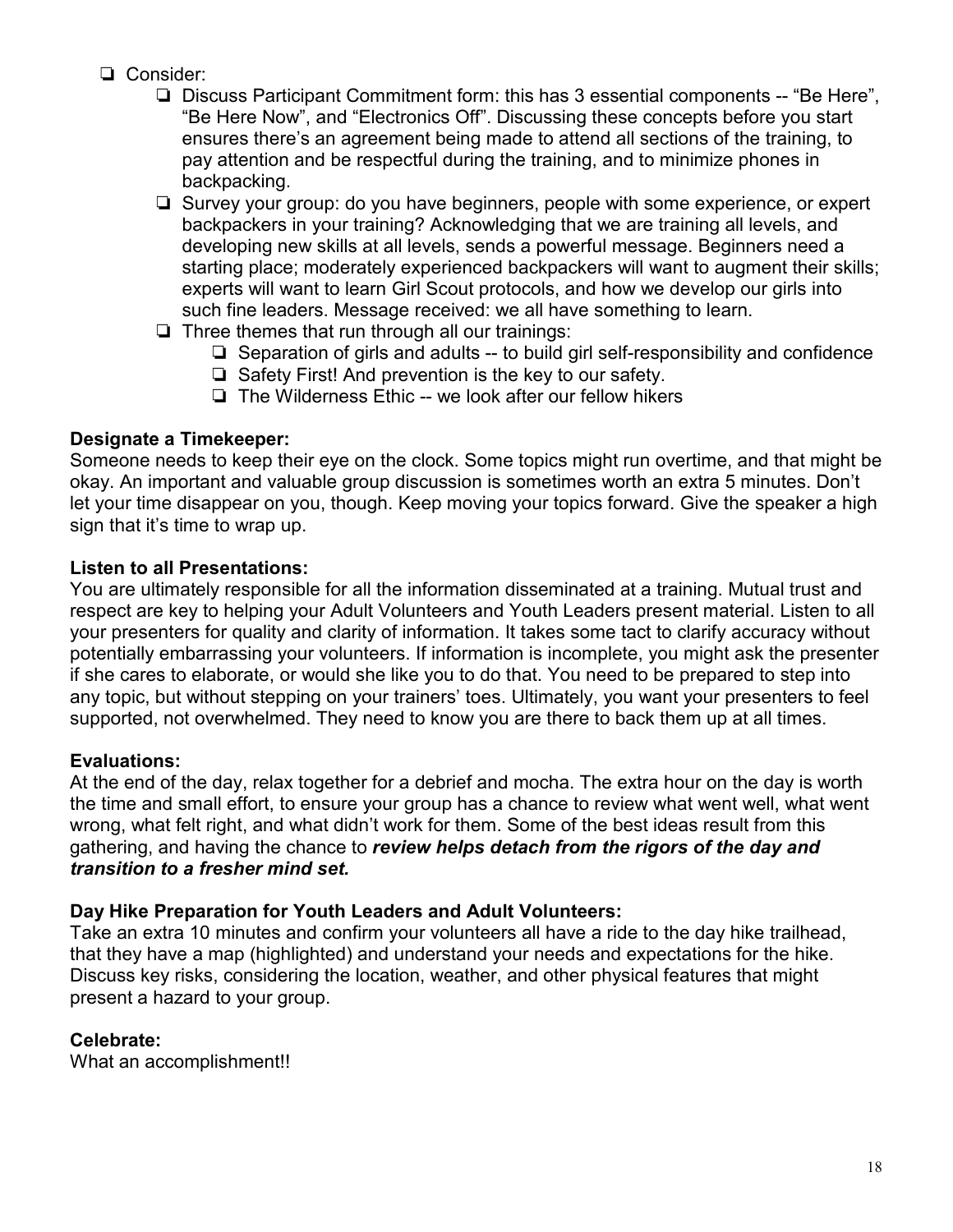- ❏ Consider:
  - ❏ Discuss Participant Commitment form: this has 3 essential components -- “Be Here”, “Be Here Now”, and “Electronics Off”. Discussing these concepts before you start ensures there’s an agreement being made to attend all sections of the training, to pay attention and be respectful during the training, and to minimize phones in backpacking.
  - ❏ Survey your group: do you have beginners, people with some experience, or expert backpackers in your training? Acknowledging that we are training all levels, and developing new skills at all levels, sends a powerful message. Beginners need a starting place; moderately experienced backpackers will want to augment their skills; experts will want to learn Girl Scout protocols, and how we develop our girls into such fine leaders. Message received: we all have something to learn.
  - ❏ Three themes that run through all our trainings:
    - ❏ Separation of girls and adults -- to build girl self-responsibility and confidence
    - ❏ Safety First! And prevention is the key to our safety.
    - ❏ The Wilderness Ethic -- we look after our fellow hikers

**Designate a Timekeeper:**
Someone needs to keep their eye on the clock. Some topics might run overtime, and that might be okay. An important and valuable group discussion is sometimes worth an extra 5 minutes. Don’t let your time disappear on you, though. Keep moving your topics forward. Give the speaker a high sign that it’s time to wrap up.

**Listen to all Presentations:**
You are ultimately responsible for all the information disseminated at a training. Mutual trust and respect are key to helping your Adult Volunteers and Youth Leaders present material. Listen to all your presenters for quality and clarity of information. It takes some tact to clarify accuracy without potentially embarrassing your volunteers. If information is incomplete, you might ask the presenter if she cares to elaborate, or would she like you to do that. You need to be prepared to step into any topic, but without stepping on your trainers’ toes. Ultimately, you want your presenters to feel supported, not overwhelmed. They need to know you are there to back them up at all times.

**Evaluations:**
At the end of the day, relax together for a debrief and mocha. The extra hour on the day is worth the time and small effort, to ensure your group has a chance to review what went well, what went wrong, what felt right, and what didn’t work for them. Some of the best ideas result from this gathering, and having the chance to ***review helps detach from the rigors of the day and transition to a fresher mind set.***

**Day Hike Preparation for Youth Leaders and Adult Volunteers:**
Take an extra 10 minutes and confirm your volunteers all have a ride to the day hike trailhead, that they have a map (highlighted) and understand your needs and expectations for the hike. Discuss key risks, considering the location, weather, and other physical features that might present a hazard to your group.

**Celebrate:**
What an accomplishment!!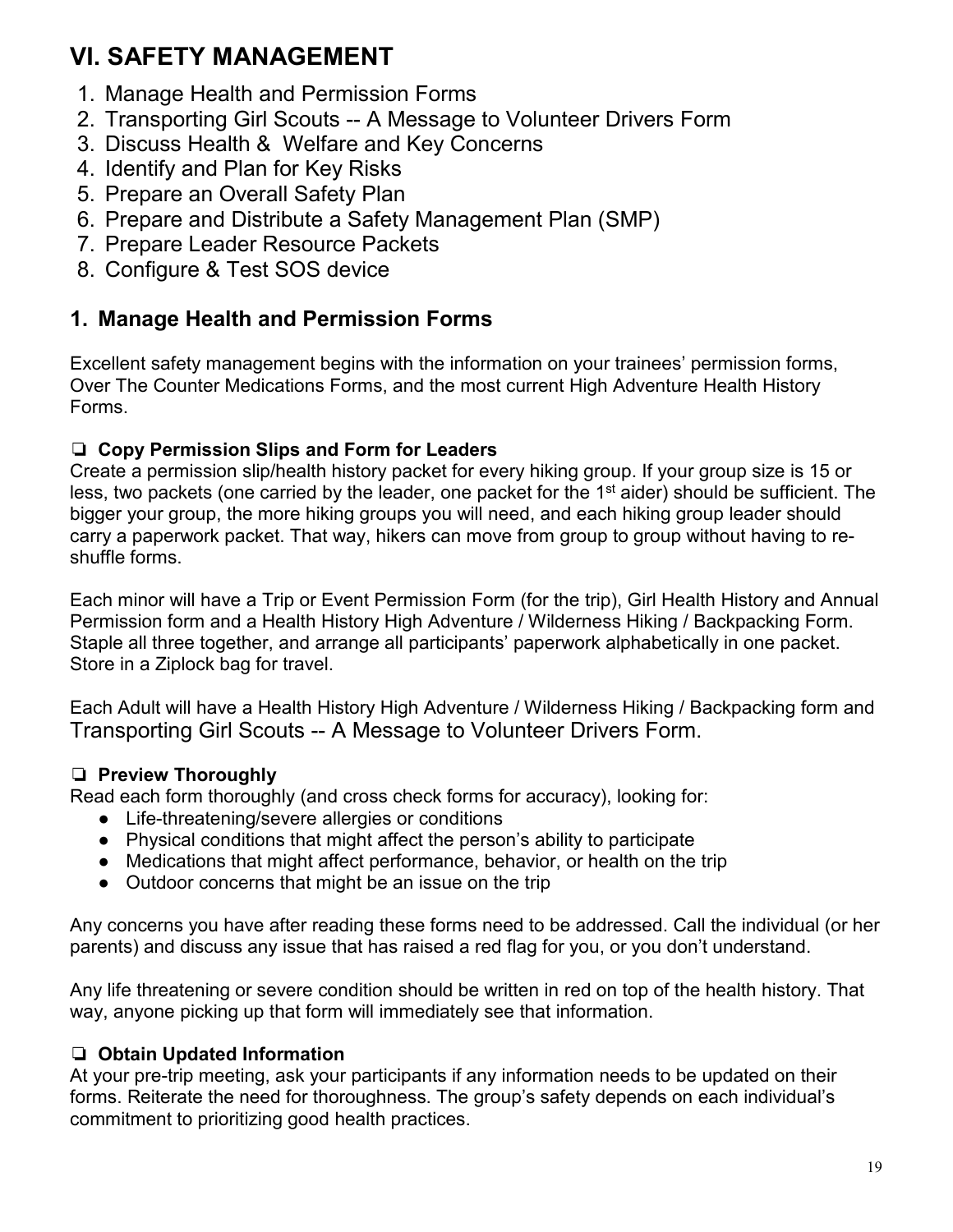# VI. SAFETY MANAGEMENT

1. Manage Health and Permission Forms
2. Transporting Girl Scouts -- A Message to Volunteer Drivers Form
3. Discuss Health & Welfare and Key Concerns
4. Identify and Plan for Key Risks
5. Prepare an Overall Safety Plan
6. Prepare and Distribute a Safety Management Plan (SMP)
7. Prepare Leader Resource Packets
8. Configure & Test SOS device

## 1. Manage Health and Permission Forms

Excellent safety management begins with the information on your trainees' permission forms, Over The Counter Medications Forms, and the most current High Adventure Health History Forms.

❏ **Copy Permission Slips and Form for Leaders**

Create a permission slip/health history packet for every hiking group. If your group size is 15 or less, two packets (one carried by the leader, one packet for the 1st aider) should be sufficient. The bigger your group, the more hiking groups you will need, and each hiking group leader should carry a paperwork packet. That way, hikers can move from group to group without having to re-shuffle forms.

Each minor will have a Trip or Event Permission Form (for the trip), Girl Health History and Annual Permission form and a Health History High Adventure / Wilderness Hiking / Backpacking Form. Staple all three together, and arrange all participants' paperwork alphabetically in one packet. Store in a Ziplock bag for travel.

Each Adult will have a Health History High Adventure / Wilderness Hiking / Backpacking form and Transporting Girl Scouts -- A Message to Volunteer Drivers Form.

❏ **Preview Thoroughly**

Read each form thoroughly (and cross check forms for accuracy), looking for:

- Life-threatening/severe allergies or conditions
- Physical conditions that might affect the person's ability to participate
- Medications that might affect performance, behavior, or health on the trip
- Outdoor concerns that might be an issue on the trip

Any concerns you have after reading these forms need to be addressed. Call the individual (or her parents) and discuss any issue that has raised a red flag for you, or you don't understand.

Any life threatening or severe condition should be written in red on top of the health history. That way, anyone picking up that form will immediately see that information.

❏ **Obtain Updated Information**

At your pre-trip meeting, ask your participants if any information needs to be updated on their forms. Reiterate the need for thoroughness. The group's safety depends on each individual's commitment to prioritizing good health practices.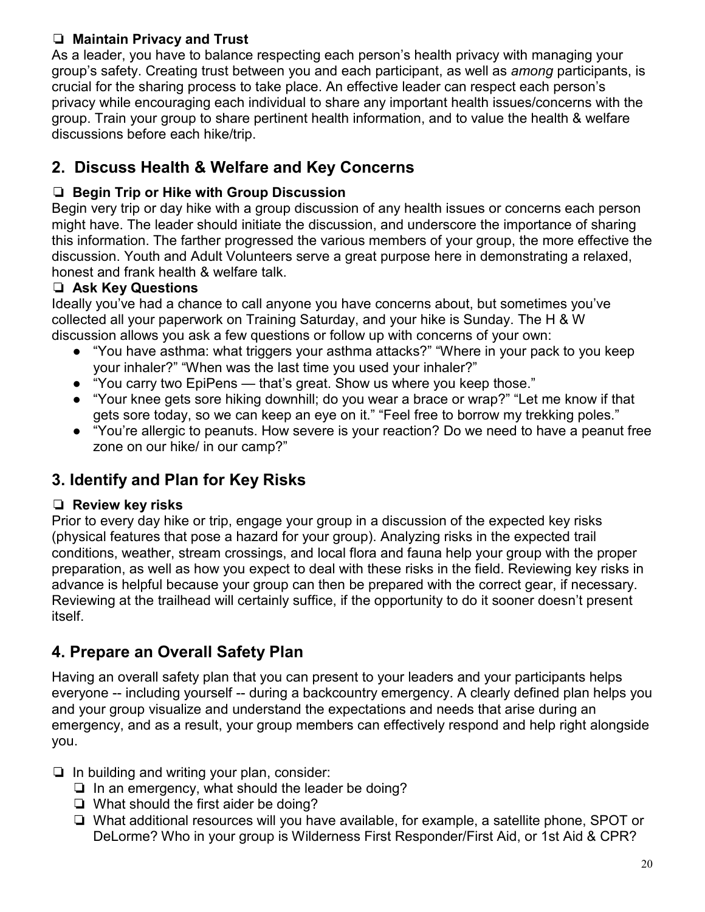❏ **Maintain Privacy and Trust**

As a leader, you have to balance respecting each person's health privacy with managing your group's safety. Creating trust between you and each participant, as well as *among* participants, is crucial for the sharing process to take place. An effective leader can respect each person's privacy while encouraging each individual to share any important health issues/concerns with the group. Train your group to share pertinent health information, and to value the health & welfare discussions before each hike/trip.

## 2. Discuss Health & Welfare and Key Concerns

❏ **Begin Trip or Hike with Group Discussion**

Begin very trip or day hike with a group discussion of any health issues or concerns each person might have. The leader should initiate the discussion, and underscore the importance of sharing this information. The farther progressed the various members of your group, the more effective the discussion. Youth and Adult Volunteers serve a great purpose here in demonstrating a relaxed, honest and frank health & welfare talk.

❏ **Ask Key Questions**

Ideally you've had a chance to call anyone you have concerns about, but sometimes you've collected all your paperwork on Training Saturday, and your hike is Sunday. The H & W discussion allows you ask a few questions or follow up with concerns of your own:

- "You have asthma: what triggers your asthma attacks?" "Where in your pack to you keep your inhaler?" "When was the last time you used your inhaler?"
- "You carry two EpiPens — that's great. Show us where you keep those."
- "Your knee gets sore hiking downhill; do you wear a brace or wrap?" "Let me know if that gets sore today, so we can keep an eye on it." "Feel free to borrow my trekking poles."
- "You're allergic to peanuts. How severe is your reaction? Do we need to have a peanut free zone on our hike/ in our camp?"

## 3. Identify and Plan for Key Risks

❏ **Review key risks**

Prior to every day hike or trip, engage your group in a discussion of the expected key risks (physical features that pose a hazard for your group). Analyzing risks in the expected trail conditions, weather, stream crossings, and local flora and fauna help your group with the proper preparation, as well as how you expect to deal with these risks in the field. Reviewing key risks in advance is helpful because your group can then be prepared with the correct gear, if necessary. Reviewing at the trailhead will certainly suffice, if the opportunity to do it sooner doesn't present itself.

## 4. Prepare an Overall Safety Plan

Having an overall safety plan that you can present to your leaders and your participants helps everyone -- including yourself -- during a backcountry emergency. A clearly defined plan helps you and your group visualize and understand the expectations and needs that arise during an emergency, and as a result, your group members can effectively respond and help right alongside you.

❏ In building and writing your plan, consider:
- ❏ In an emergency, what should the leader be doing?
- ❏ What should the first aider be doing?
- ❏ What additional resources will you have available, for example, a satellite phone, SPOT or DeLorme? Who in your group is Wilderness First Responder/First Aid, or 1st Aid & CPR?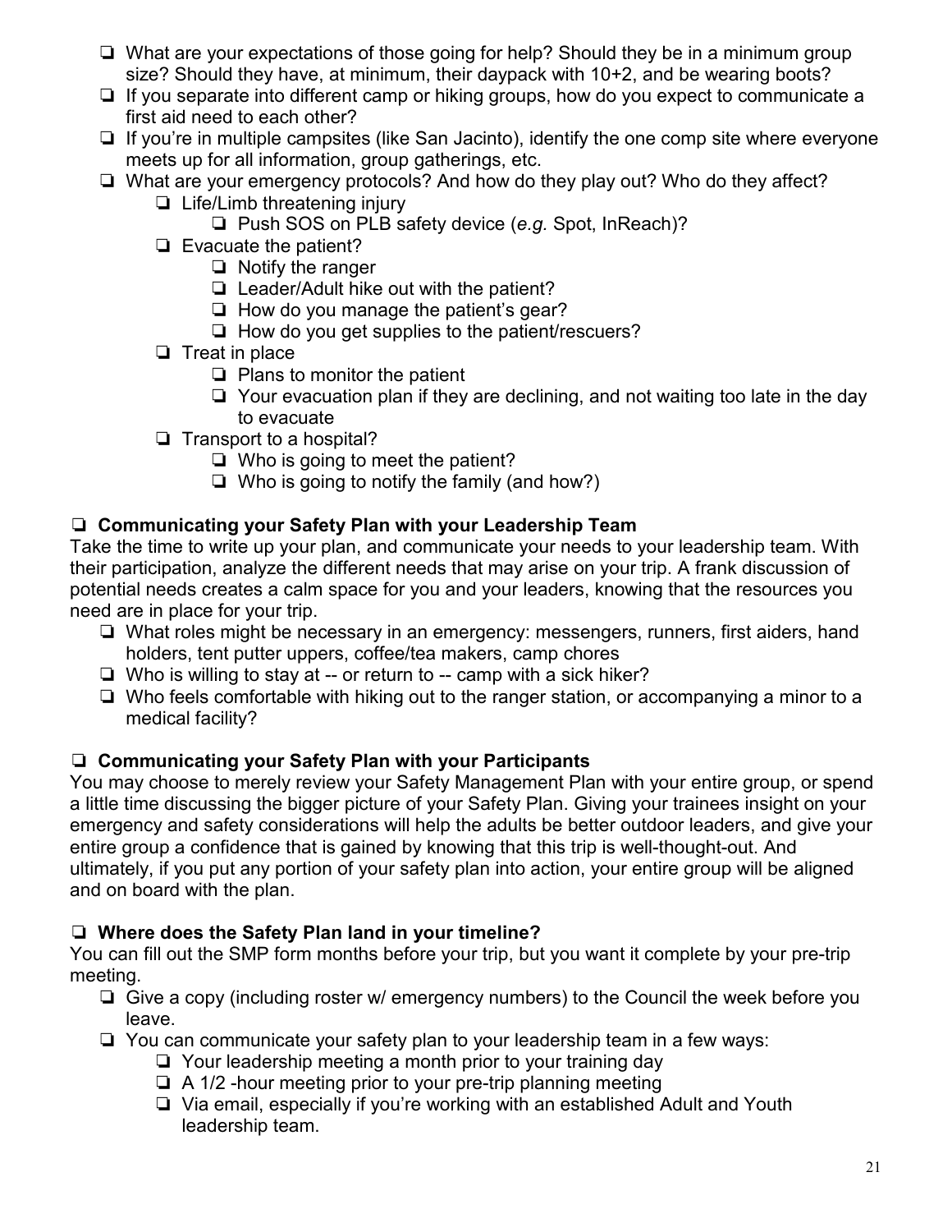- ❏ What are your expectations of those going for help? Should they be in a minimum group size? Should they have, at minimum, their daypack with 10+2, and be wearing boots?
- ❏ If you separate into different camp or hiking groups, how do you expect to communicate a first aid need to each other?
- ❏ If you're in multiple campsites (like San Jacinto), identify the one comp site where everyone meets up for all information, group gatherings, etc.
- ❏ What are your emergency protocols? And how do they play out? Who do they affect?
  - ❏ Life/Limb threatening injury
    - ❏ Push SOS on PLB safety device (*e.g.* Spot, InReach)?
  - ❏ Evacuate the patient?
    - ❏ Notify the ranger
    - ❏ Leader/Adult hike out with the patient?
    - ❏ How do you manage the patient's gear?
    - ❏ How do you get supplies to the patient/rescuers?
  - ❏ Treat in place
    - ❏ Plans to monitor the patient
    - ❏ Your evacuation plan if they are declining, and not waiting too late in the day to evacuate
  - ❏ Transport to a hospital?
    - ❏ Who is going to meet the patient?
    - ❏ Who is going to notify the family (and how?)

### ❏ Communicating your Safety Plan with your Leadership Team

Take the time to write up your plan, and communicate your needs to your leadership team. With their participation, analyze the different needs that may arise on your trip. A frank discussion of potential needs creates a calm space for you and your leaders, knowing that the resources you need are in place for your trip.

- ❏ What roles might be necessary in an emergency: messengers, runners, first aiders, hand holders, tent putter uppers, coffee/tea makers, camp chores
- ❏ Who is willing to stay at -- or return to -- camp with a sick hiker?
- ❏ Who feels comfortable with hiking out to the ranger station, or accompanying a minor to a medical facility?

### ❏ Communicating your Safety Plan with your Participants

You may choose to merely review your Safety Management Plan with your entire group, or spend a little time discussing the bigger picture of your Safety Plan. Giving your trainees insight on your emergency and safety considerations will help the adults be better outdoor leaders, and give your entire group a confidence that is gained by knowing that this trip is well-thought-out. And ultimately, if you put any portion of your safety plan into action, your entire group will be aligned and on board with the plan.

### ❏ Where does the Safety Plan land in your timeline?

You can fill out the SMP form months before your trip, but you want it complete by your pre-trip meeting.

- ❏ Give a copy (including roster w/ emergency numbers) to the Council the week before you leave.
- ❏ You can communicate your safety plan to your leadership team in a few ways:
  - ❏ Your leadership meeting a month prior to your training day
  - ❏ A 1/2 -hour meeting prior to your pre-trip planning meeting
  - ❏ Via email, especially if you're working with an established Adult and Youth leadership team.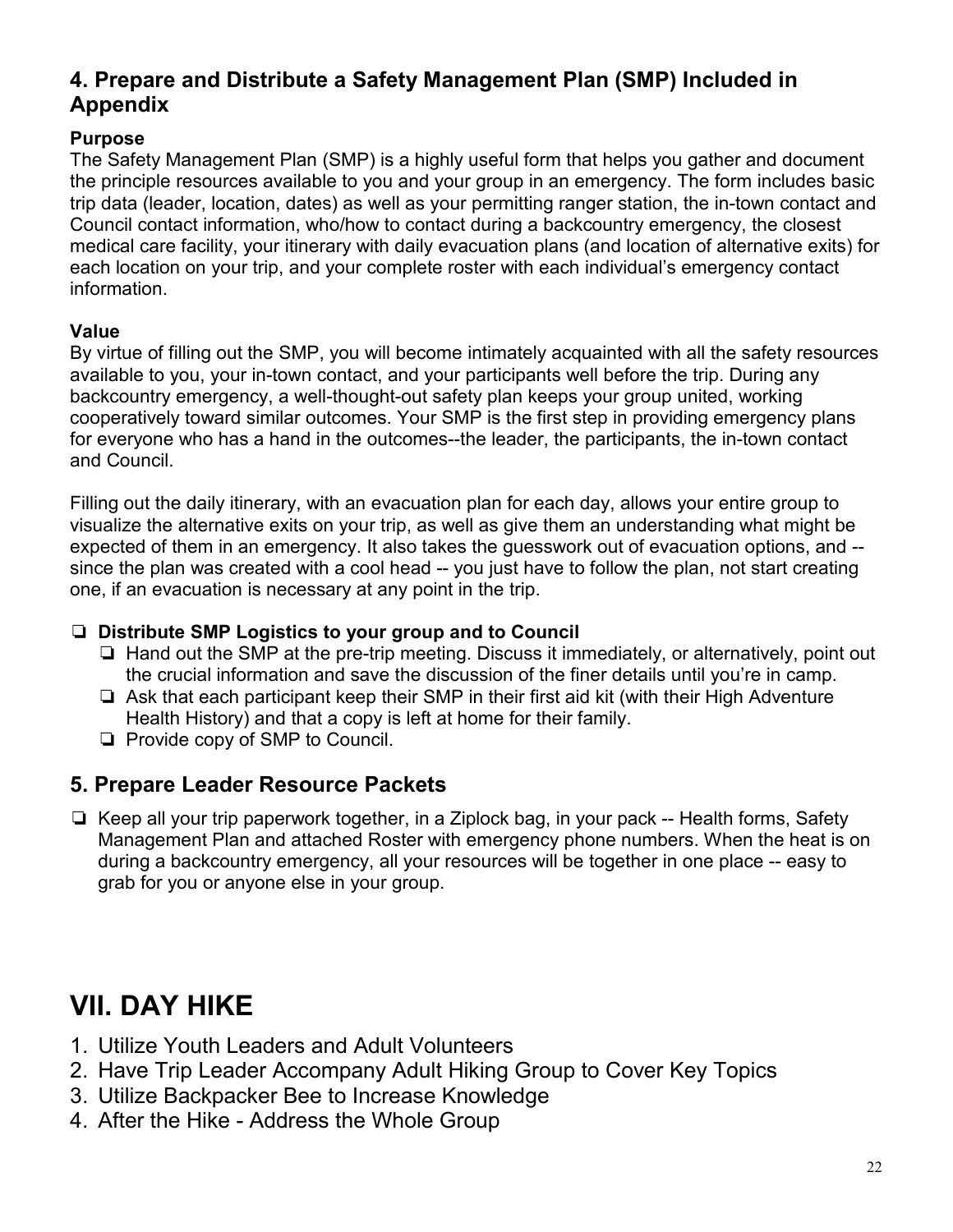### 4. Prepare and Distribute a Safety Management Plan (SMP) Included in Appendix

**Purpose**
The Safety Management Plan (SMP) is a highly useful form that helps you gather and document the principle resources available to you and your group in an emergency. The form includes basic trip data (leader, location, dates) as well as your permitting ranger station, the in-town contact and Council contact information, who/how to contact during a backcountry emergency, the closest medical care facility, your itinerary with daily evacuation plans (and location of alternative exits) for each location on your trip, and your complete roster with each individual's emergency contact information.

**Value**
By virtue of filling out the SMP, you will become intimately acquainted with all the safety resources available to you, your in-town contact, and your participants well before the trip. During any backcountry emergency, a well-thought-out safety plan keeps your group united, working cooperatively toward similar outcomes. Your SMP is the first step in providing emergency plans for everyone who has a hand in the outcomes--the leader, the participants, the in-town contact and Council.

Filling out the daily itinerary, with an evacuation plan for each day, allows your entire group to visualize the alternative exits on your trip, as well as give them an understanding what might be expected of them in an emergency. It also takes the guesswork out of evacuation options, and -- since the plan was created with a cool head -- you just have to follow the plan, not start creating one, if an evacuation is necessary at any point in the trip.

- ❏ **Distribute SMP Logistics to your group and to Council**
  - ❏ Hand out the SMP at the pre-trip meeting. Discuss it immediately, or alternatively, point out the crucial information and save the discussion of the finer details until you're in camp.
  - ❏ Ask that each participant keep their SMP in their first aid kit (with their High Adventure Health History) and that a copy is left at home for their family.
  - ❏ Provide copy of SMP to Council.

### 5. Prepare Leader Resource Packets

- ❏ Keep all your trip paperwork together, in a Ziplock bag, in your pack -- Health forms, Safety Management Plan and attached Roster with emergency phone numbers. When the heat is on during a backcountry emergency, all your resources will be together in one place -- easy to grab for you or anyone else in your group.

# VII. DAY HIKE

1. Utilize Youth Leaders and Adult Volunteers
2. Have Trip Leader Accompany Adult Hiking Group to Cover Key Topics
3. Utilize Backpacker Bee to Increase Knowledge
4. After the Hike - Address the Whole Group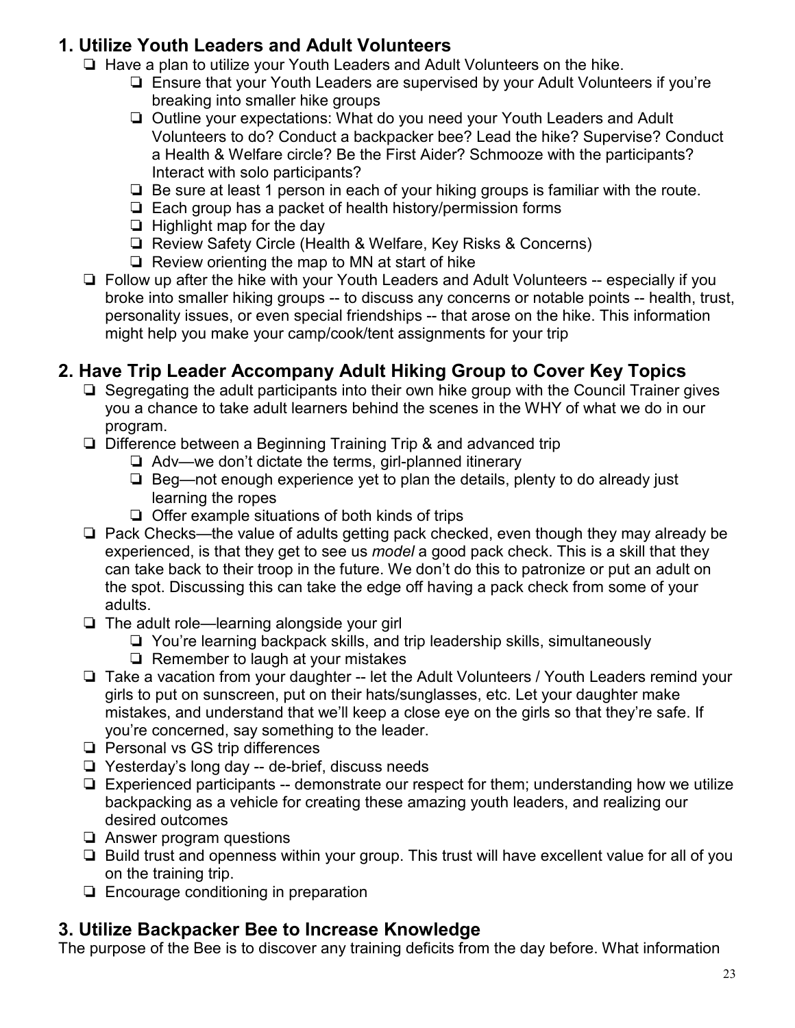## 1. Utilize Youth Leaders and Adult Volunteers

- ❏ Have a plan to utilize your Youth Leaders and Adult Volunteers on the hike.
  - ❏ Ensure that your Youth Leaders are supervised by your Adult Volunteers if you're breaking into smaller hike groups
  - ❏ Outline your expectations: What do you need your Youth Leaders and Adult Volunteers to do? Conduct a backpacker bee? Lead the hike? Supervise? Conduct a Health & Welfare circle? Be the First Aider? Schmooze with the participants? Interact with solo participants?
  - ❏ Be sure at least 1 person in each of your hiking groups is familiar with the route.
  - ❏ Each group has a packet of health history/permission forms
  - ❏ Highlight map for the day
  - ❏ Review Safety Circle (Health & Welfare, Key Risks & Concerns)
  - ❏ Review orienting the map to MN at start of hike
- ❏ Follow up after the hike with your Youth Leaders and Adult Volunteers -- especially if you broke into smaller hiking groups -- to discuss any concerns or notable points -- health, trust, personality issues, or even special friendships -- that arose on the hike. This information might help you make your camp/cook/tent assignments for your trip

## 2. Have Trip Leader Accompany Adult Hiking Group to Cover Key Topics

- ❏ Segregating the adult participants into their own hike group with the Council Trainer gives you a chance to take adult learners behind the scenes in the WHY of what we do in our program.
- ❏ Difference between a Beginning Training Trip & and advanced trip
  - ❏ Adv—we don't dictate the terms, girl-planned itinerary
  - ❏ Beg—not enough experience yet to plan the details, plenty to do already just learning the ropes
  - ❏ Offer example situations of both kinds of trips
- ❏ Pack Checks—the value of adults getting pack checked, even though they may already be experienced, is that they get to see us *model* a good pack check. This is a skill that they can take back to their troop in the future. We don't do this to patronize or put an adult on the spot. Discussing this can take the edge off having a pack check from some of your adults.
- ❏ The adult role—learning alongside your girl
  - ❏ You're learning backpack skills, and trip leadership skills, simultaneously
  - ❏ Remember to laugh at your mistakes
- ❏ Take a vacation from your daughter -- let the Adult Volunteers / Youth Leaders remind your girls to put on sunscreen, put on their hats/sunglasses, etc. Let your daughter make mistakes, and understand that we'll keep a close eye on the girls so that they're safe. If you're concerned, say something to the leader.
- ❏ Personal vs GS trip differences
- ❏ Yesterday's long day -- de-brief, discuss needs
- ❏ Experienced participants -- demonstrate our respect for them; understanding how we utilize backpacking as a vehicle for creating these amazing youth leaders, and realizing our desired outcomes
- ❏ Answer program questions
- ❏ Build trust and openness within your group. This trust will have excellent value for all of you on the training trip.
- ❏ Encourage conditioning in preparation

## 3. Utilize Backpacker Bee to Increase Knowledge

The purpose of the Bee is to discover any training deficits from the day before. What information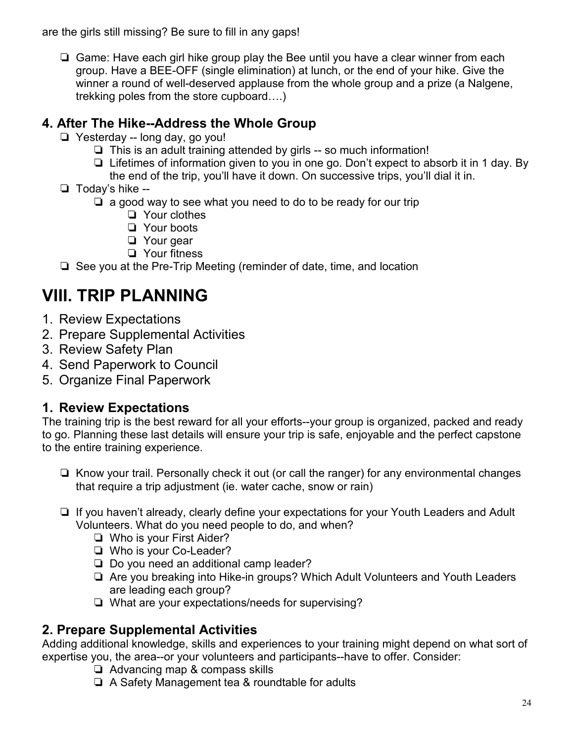are the girls still missing? Be sure to fill in any gaps!

- ❏ Game: Have each girl hike group play the Bee until you have a clear winner from each group. Have a BEE-OFF (single elimination) at lunch, or the end of your hike. Give the winner a round of well-deserved applause from the whole group and a prize (a Nalgene, trekking poles from the store cupboard….)

### 4. After The Hike--Address the Whole Group

- ❏ Yesterday -- long day, go you!
  - ❏ This is an adult training attended by girls -- so much information!
  - ❏ Lifetimes of information given to you in one go. Don't expect to absorb it in 1 day. By the end of the trip, you'll have it down. On successive trips, you'll dial it in.
- ❏ Today's hike --
  - ❏ a good way to see what you need to do to be ready for our trip
    - ❏ Your clothes
    - ❏ Your boots
    - ❏ Your gear
    - ❏ Your fitness
- ❏ See you at the Pre-Trip Meeting (reminder of date, time, and location

# VIII. TRIP PLANNING

1. Review Expectations
2. Prepare Supplemental Activities
3. Review Safety Plan
4. Send Paperwork to Council
5. Organize Final Paperwork

### 1. Review Expectations

The training trip is the best reward for all your efforts--your group is organized, packed and ready to go. Planning these last details will ensure your trip is safe, enjoyable and the perfect capstone to the entire training experience.

- ❏ Know your trail. Personally check it out (or call the ranger) for any environmental changes that require a trip adjustment (ie. water cache, snow or rain)

- ❏ If you haven't already, clearly define your expectations for your Youth Leaders and Adult Volunteers. What do you need people to do, and when?
  - ❏ Who is your First Aider?
  - ❏ Who is your Co-Leader?
  - ❏ Do you need an additional camp leader?
  - ❏ Are you breaking into Hike-in groups? Which Adult Volunteers and Youth Leaders are leading each group?
  - ❏ What are your expectations/needs for supervising?

### 2. Prepare Supplemental Activities

Adding additional knowledge, skills and experiences to your training might depend on what sort of expertise you, the area--or your volunteers and participants--have to offer. Consider:

- ❏ Advancing map & compass skills
- ❏ A Safety Management tea & roundtable for adults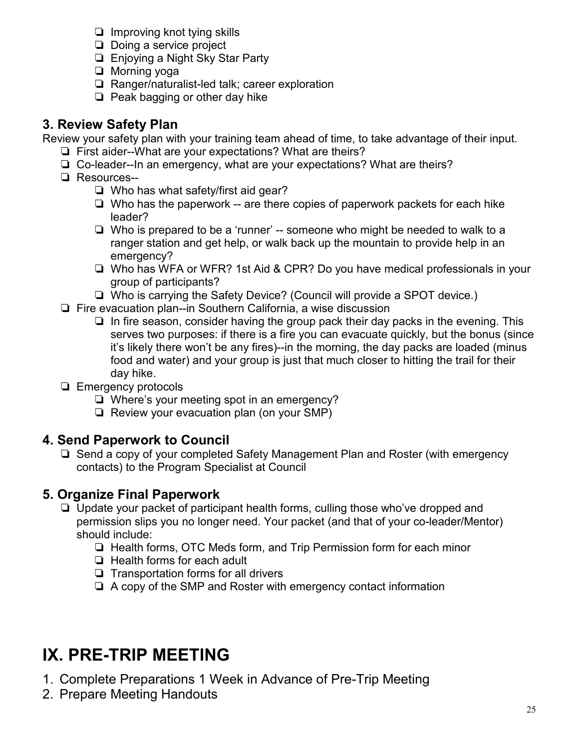- ❏ Improving knot tying skills
- ❏ Doing a service project
- ❏ Enjoying a Night Sky Star Party
- ❏ Morning yoga
- ❏ Ranger/naturalist-led talk; career exploration
- ❏ Peak bagging or other day hike

### 3. Review Safety Plan

Review your safety plan with your training team ahead of time, to take advantage of their input.

- ❏ First aider--What are your expectations? What are theirs?
- ❏ Co-leader--In an emergency, what are your expectations? What are theirs?
- ❏ Resources--
  - ❏ Who has what safety/first aid gear?
  - ❏ Who has the paperwork -- are there copies of paperwork packets for each hike leader?
  - ❏ Who is prepared to be a 'runner' -- someone who might be needed to walk to a ranger station and get help, or walk back up the mountain to provide help in an emergency?
  - ❏ Who has WFA or WFR? 1st Aid & CPR? Do you have medical professionals in your group of participants?
  - ❏ Who is carrying the Safety Device? (Council will provide a SPOT device.)
- ❏ Fire evacuation plan--in Southern California, a wise discussion
  - ❏ In fire season, consider having the group pack their day packs in the evening. This serves two purposes: if there is a fire you can evacuate quickly, but the bonus (since it's likely there won't be any fires)--in the morning, the day packs are loaded (minus food and water) and your group is just that much closer to hitting the trail for their day hike.
- ❏ Emergency protocols
  - ❏ Where's your meeting spot in an emergency?
  - ❏ Review your evacuation plan (on your SMP)

### 4. Send Paperwork to Council

- ❏ Send a copy of your completed Safety Management Plan and Roster (with emergency contacts) to the Program Specialist at Council

### 5. Organize Final Paperwork

- ❏ Update your packet of participant health forms, culling those who've dropped and permission slips you no longer need. Your packet (and that of your co-leader/Mentor) should include:
  - ❏ Health forms, OTC Meds form, and Trip Permission form for each minor
  - ❏ Health forms for each adult
  - ❏ Transportation forms for all drivers
  - ❏ A copy of the SMP and Roster with emergency contact information

# IX. PRE-TRIP MEETING

1. Complete Preparations 1 Week in Advance of Pre-Trip Meeting
2. Prepare Meeting Handouts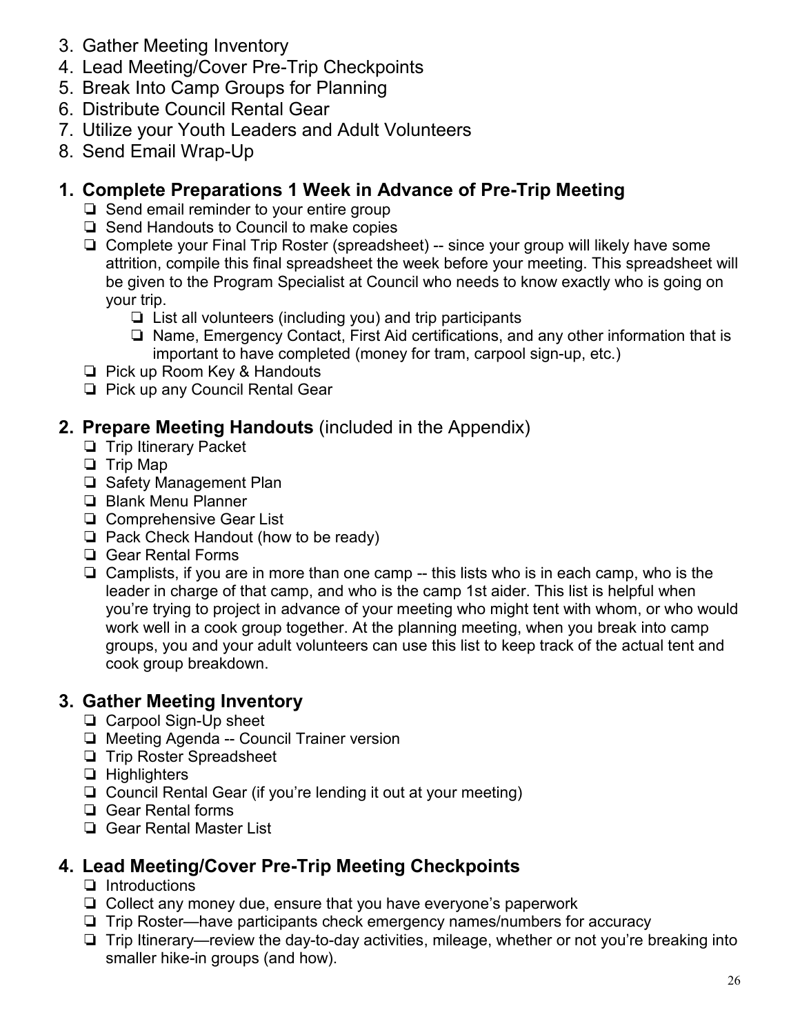3. Gather Meeting Inventory
4. Lead Meeting/Cover Pre-Trip Checkpoints
5. Break Into Camp Groups for Planning
6. Distribute Council Rental Gear
7. Utilize your Youth Leaders and Adult Volunteers
8. Send Email Wrap-Up

## 1. Complete Preparations 1 Week in Advance of Pre-Trip Meeting

- ❏ Send email reminder to your entire group
- ❏ Send Handouts to Council to make copies
- ❏ Complete your Final Trip Roster (spreadsheet) -- since your group will likely have some attrition, compile this final spreadsheet the week before your meeting. This spreadsheet will be given to the Program Specialist at Council who needs to know exactly who is going on your trip.
  - ❏ List all volunteers (including you) and trip participants
  - ❏ Name, Emergency Contact, First Aid certifications, and any other information that is important to have completed (money for tram, carpool sign-up, etc.)
- ❏ Pick up Room Key & Handouts
- ❏ Pick up any Council Rental Gear

## 2. Prepare Meeting Handouts (included in the Appendix)

- ❏ Trip Itinerary Packet
- ❏ Trip Map
- ❏ Safety Management Plan
- ❏ Blank Menu Planner
- ❏ Comprehensive Gear List
- ❏ Pack Check Handout (how to be ready)
- ❏ Gear Rental Forms
- ❏ Camplists, if you are in more than one camp -- this lists who is in each camp, who is the leader in charge of that camp, and who is the camp 1st aider. This list is helpful when you're trying to project in advance of your meeting who might tent with whom, or who would work well in a cook group together. At the planning meeting, when you break into camp groups, you and your adult volunteers can use this list to keep track of the actual tent and cook group breakdown.

## 3. Gather Meeting Inventory

- ❏ Carpool Sign-Up sheet
- ❏ Meeting Agenda -- Council Trainer version
- ❏ Trip Roster Spreadsheet
- ❏ Highlighters
- ❏ Council Rental Gear (if you're lending it out at your meeting)
- ❏ Gear Rental forms
- ❏ Gear Rental Master List

## 4. Lead Meeting/Cover Pre-Trip Meeting Checkpoints

- ❏ Introductions
- ❏ Collect any money due, ensure that you have everyone's paperwork
- ❏ Trip Roster—have participants check emergency names/numbers for accuracy
- ❏ Trip Itinerary—review the day-to-day activities, mileage, whether or not you're breaking into smaller hike-in groups (and how).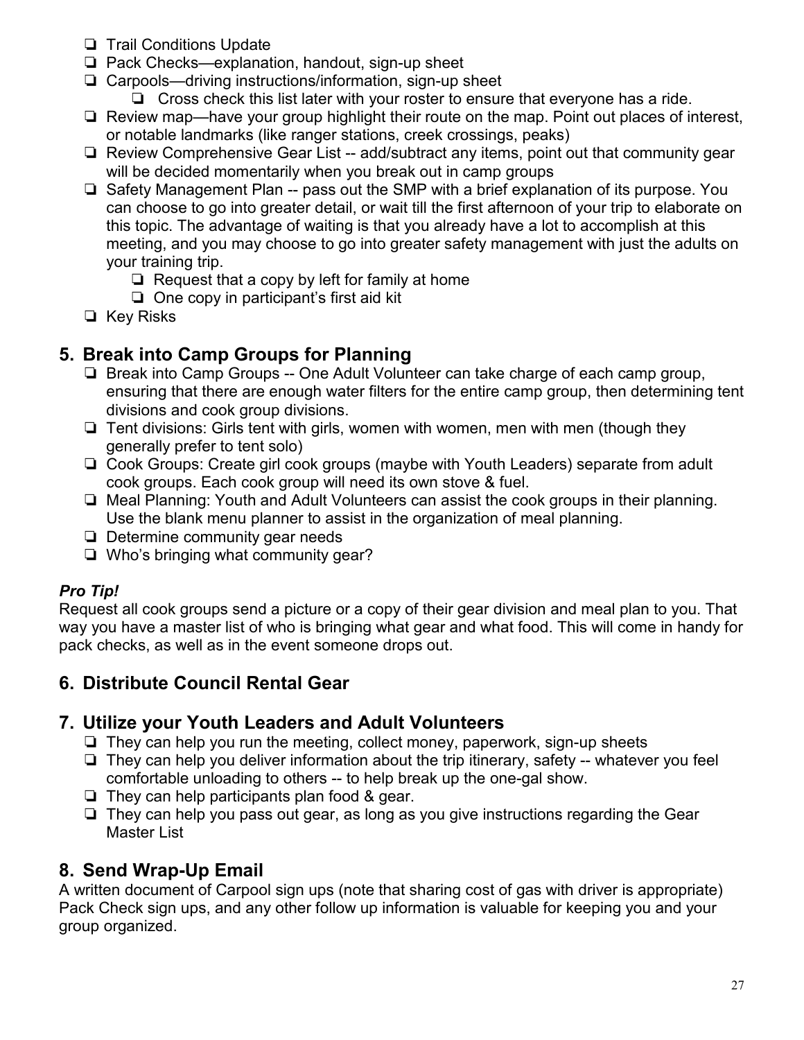- ❏ Trail Conditions Update
- ❏ Pack Checks—explanation, handout, sign-up sheet
- ❏ Carpools—driving instructions/information, sign-up sheet
  - ❏ Cross check this list later with your roster to ensure that everyone has a ride.
- ❏ Review map—have your group highlight their route on the map. Point out places of interest, or notable landmarks (like ranger stations, creek crossings, peaks)
- ❏ Review Comprehensive Gear List -- add/subtract any items, point out that community gear will be decided momentarily when you break out in camp groups
- ❏ Safety Management Plan -- pass out the SMP with a brief explanation of its purpose. You can choose to go into greater detail, or wait till the first afternoon of your trip to elaborate on this topic. The advantage of waiting is that you already have a lot to accomplish at this meeting, and you may choose to go into greater safety management with just the adults on your training trip.
  - ❏ Request that a copy by left for family at home
  - ❏ One copy in participant's first aid kit
- ❏ Key Risks

## 5. Break into Camp Groups for Planning

- ❏ Break into Camp Groups -- One Adult Volunteer can take charge of each camp group, ensuring that there are enough water filters for the entire camp group, then determining tent divisions and cook group divisions.
- ❏ Tent divisions: Girls tent with girls, women with women, men with men (though they generally prefer to tent solo)
- ❏ Cook Groups: Create girl cook groups (maybe with Youth Leaders) separate from adult cook groups. Each cook group will need its own stove & fuel.
- ❏ Meal Planning: Youth and Adult Volunteers can assist the cook groups in their planning. Use the blank menu planner to assist in the organization of meal planning.
- ❏ Determine community gear needs
- ❏ Who's bringing what community gear?

***Pro Tip!***

Request all cook groups send a picture or a copy of their gear division and meal plan to you. That way you have a master list of who is bringing what gear and what food. This will come in handy for pack checks, as well as in the event someone drops out.

## 6. Distribute Council Rental Gear

## 7. Utilize your Youth Leaders and Adult Volunteers

- ❏ They can help you run the meeting, collect money, paperwork, sign-up sheets
- ❏ They can help you deliver information about the trip itinerary, safety -- whatever you feel comfortable unloading to others -- to help break up the one-gal show.
- ❏ They can help participants plan food & gear.
- ❏ They can help you pass out gear, as long as you give instructions regarding the Gear Master List

## 8. Send Wrap-Up Email

A written document of Carpool sign ups (note that sharing cost of gas with driver is appropriate) Pack Check sign ups, and any other follow up information is valuable for keeping you and your group organized.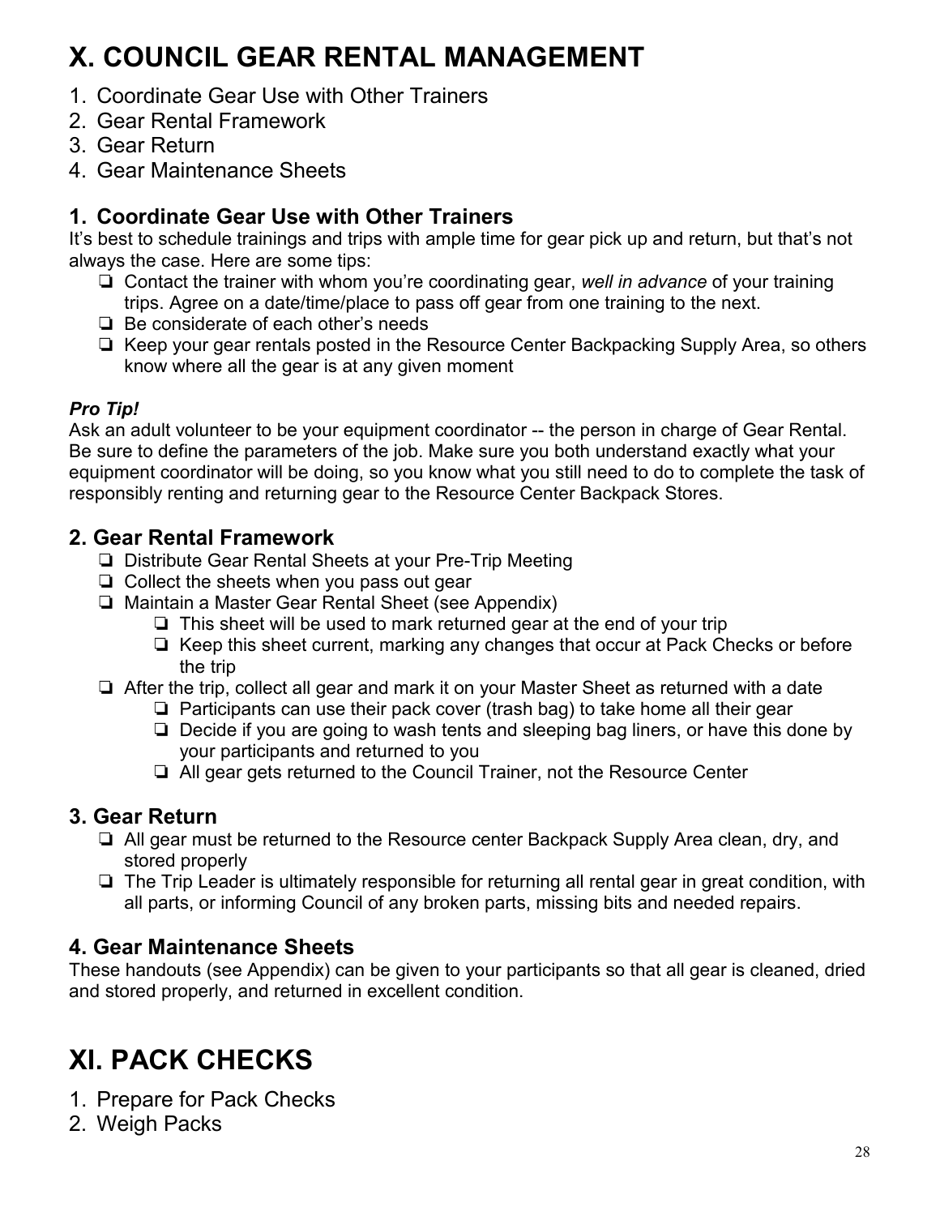# X. COUNCIL GEAR RENTAL MANAGEMENT

1. Coordinate Gear Use with Other Trainers
2. Gear Rental Framework
3. Gear Return
4. Gear Maintenance Sheets

## 1. Coordinate Gear Use with Other Trainers

It's best to schedule trainings and trips with ample time for gear pick up and return, but that's not always the case. Here are some tips:

- ❏ Contact the trainer with whom you're coordinating gear, *well in advance* of your training trips. Agree on a date/time/place to pass off gear from one training to the next.
- ❏ Be considerate of each other's needs
- ❏ Keep your gear rentals posted in the Resource Center Backpacking Supply Area, so others know where all the gear is at any given moment

***Pro Tip!***

Ask an adult volunteer to be your equipment coordinator -- the person in charge of Gear Rental. Be sure to define the parameters of the job. Make sure you both understand exactly what your equipment coordinator will be doing, so you know what you still need to do to complete the task of responsibly renting and returning gear to the Resource Center Backpack Stores.

## 2. Gear Rental Framework

- ❏ Distribute Gear Rental Sheets at your Pre-Trip Meeting
- ❏ Collect the sheets when you pass out gear
- ❏ Maintain a Master Gear Rental Sheet (see Appendix)
  - ❏ This sheet will be used to mark returned gear at the end of your trip
  - ❏ Keep this sheet current, marking any changes that occur at Pack Checks or before the trip
- ❏ After the trip, collect all gear and mark it on your Master Sheet as returned with a date
  - ❏ Participants can use their pack cover (trash bag) to take home all their gear
  - ❏ Decide if you are going to wash tents and sleeping bag liners, or have this done by your participants and returned to you
  - ❏ All gear gets returned to the Council Trainer, not the Resource Center

## 3. Gear Return

- ❏ All gear must be returned to the Resource center Backpack Supply Area clean, dry, and stored properly
- ❏ The Trip Leader is ultimately responsible for returning all rental gear in great condition, with all parts, or informing Council of any broken parts, missing bits and needed repairs.

## 4. Gear Maintenance Sheets

These handouts (see Appendix) can be given to your participants so that all gear is cleaned, dried and stored properly, and returned in excellent condition.

# XI. PACK CHECKS

1. Prepare for Pack Checks
2. Weigh Packs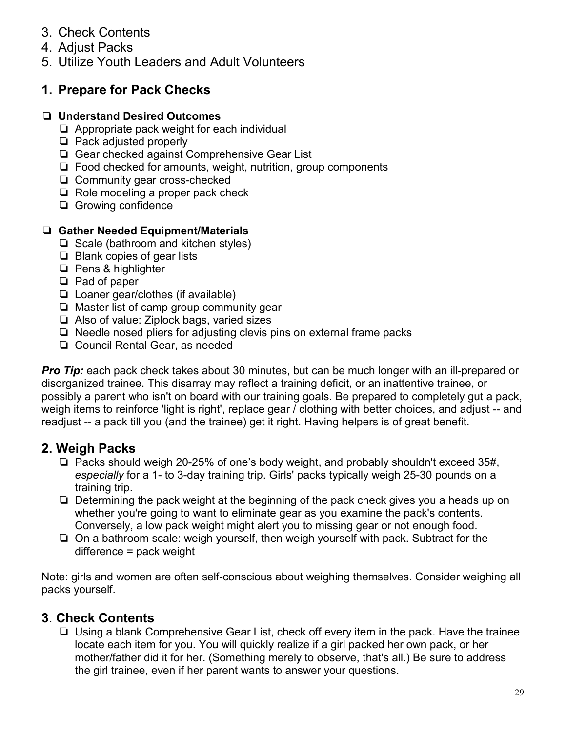3. Check Contents
4. Adjust Packs
5. Utilize Youth Leaders and Adult Volunteers

## 1. Prepare for Pack Checks

- ❏ **Understand Desired Outcomes**
  - ❏ Appropriate pack weight for each individual
  - ❏ Pack adjusted properly
  - ❏ Gear checked against Comprehensive Gear List
  - ❏ Food checked for amounts, weight, nutrition, group components
  - ❏ Community gear cross-checked
  - ❏ Role modeling a proper pack check
  - ❏ Growing confidence

- ❏ **Gather Needed Equipment/Materials**
  - ❏ Scale (bathroom and kitchen styles)
  - ❏ Blank copies of gear lists
  - ❏ Pens & highlighter
  - ❏ Pad of paper
  - ❏ Loaner gear/clothes (if available)
  - ❏ Master list of camp group community gear
  - ❏ Also of value: Ziplock bags, varied sizes
  - ❏ Needle nosed pliers for adjusting clevis pins on external frame packs
  - ❏ Council Rental Gear, as needed

***Pro Tip:*** each pack check takes about 30 minutes, but can be much longer with an ill-prepared or disorganized trainee. This disarray may reflect a training deficit, or an inattentive trainee, or possibly a parent who isn't on board with our training goals. Be prepared to completely gut a pack, weigh items to reinforce 'light is right', replace gear / clothing with better choices, and adjust -- and readjust -- a pack till you (and the trainee) get it right. Having helpers is of great benefit.

## 2. Weigh Packs

- ❏ Packs should weigh 20-25% of one's body weight, and probably shouldn't exceed 35#, *especially* for a 1- to 3-day training trip. Girls' packs typically weigh 25-30 pounds on a training trip.
- ❏ Determining the pack weight at the beginning of the pack check gives you a heads up on whether you're going to want to eliminate gear as you examine the pack's contents. Conversely, a low pack weight might alert you to missing gear or not enough food.
- ❏ On a bathroom scale: weigh yourself, then weigh yourself with pack. Subtract for the difference = pack weight

Note: girls and women are often self-conscious about weighing themselves. Consider weighing all packs yourself.

## 3. Check Contents

- ❏ Using a blank Comprehensive Gear List, check off every item in the pack. Have the trainee locate each item for you. You will quickly realize if a girl packed her own pack, or her mother/father did it for her. (Something merely to observe, that's all.) Be sure to address the girl trainee, even if her parent wants to answer your questions.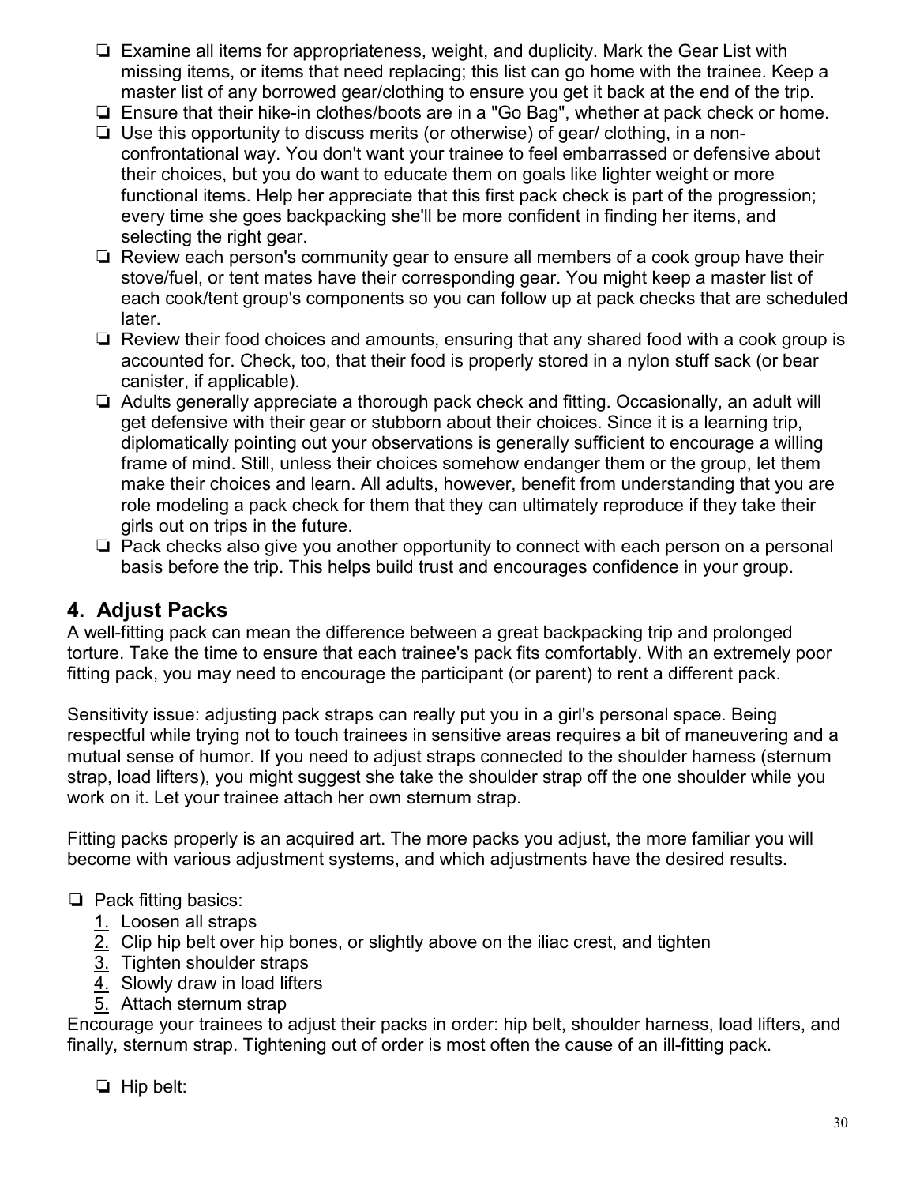- ❏ Examine all items for appropriateness, weight, and duplicity. Mark the Gear List with missing items, or items that need replacing; this list can go home with the trainee. Keep a master list of any borrowed gear/clothing to ensure you get it back at the end of the trip.
- ❏ Ensure that their hike-in clothes/boots are in a "Go Bag", whether at pack check or home.
- ❏ Use this opportunity to discuss merits (or otherwise) of gear/ clothing, in a non-confrontational way. You don't want your trainee to feel embarrassed or defensive about their choices, but you do want to educate them on goals like lighter weight or more functional items. Help her appreciate that this first pack check is part of the progression; every time she goes backpacking she'll be more confident in finding her items, and selecting the right gear.
- ❏ Review each person's community gear to ensure all members of a cook group have their stove/fuel, or tent mates have their corresponding gear. You might keep a master list of each cook/tent group's components so you can follow up at pack checks that are scheduled later.
- ❏ Review their food choices and amounts, ensuring that any shared food with a cook group is accounted for. Check, too, that their food is properly stored in a nylon stuff sack (or bear canister, if applicable).
- ❏ Adults generally appreciate a thorough pack check and fitting. Occasionally, an adult will get defensive with their gear or stubborn about their choices. Since it is a learning trip, diplomatically pointing out your observations is generally sufficient to encourage a willing frame of mind. Still, unless their choices somehow endanger them or the group, let them make their choices and learn. All adults, however, benefit from understanding that you are role modeling a pack check for them that they can ultimately reproduce if they take their girls out on trips in the future.
- ❏ Pack checks also give you another opportunity to connect with each person on a personal basis before the trip. This helps build trust and encourages confidence in your group.

## 4. Adjust Packs

A well-fitting pack can mean the difference between a great backpacking trip and prolonged torture. Take the time to ensure that each trainee's pack fits comfortably. With an extremely poor fitting pack, you may need to encourage the participant (or parent) to rent a different pack.

Sensitivity issue: adjusting pack straps can really put you in a girl's personal space. Being respectful while trying not to touch trainees in sensitive areas requires a bit of maneuvering and a mutual sense of humor. If you need to adjust straps connected to the shoulder harness (sternum strap, load lifters), you might suggest she take the shoulder strap off the one shoulder while you work on it. Let your trainee attach her own sternum strap.

Fitting packs properly is an acquired art. The more packs you adjust, the more familiar you will become with various adjustment systems, and which adjustments have the desired results.

- ❏ Pack fitting basics:
  1. Loosen all straps
  2. Clip hip belt over hip bones, or slightly above on the iliac crest, and tighten
  3. Tighten shoulder straps
  4. Slowly draw in load lifters
  5. Attach sternum strap

Encourage your trainees to adjust their packs in order: hip belt, shoulder harness, load lifters, and finally, sternum strap. Tightening out of order is most often the cause of an ill-fitting pack.

- ❏ Hip belt: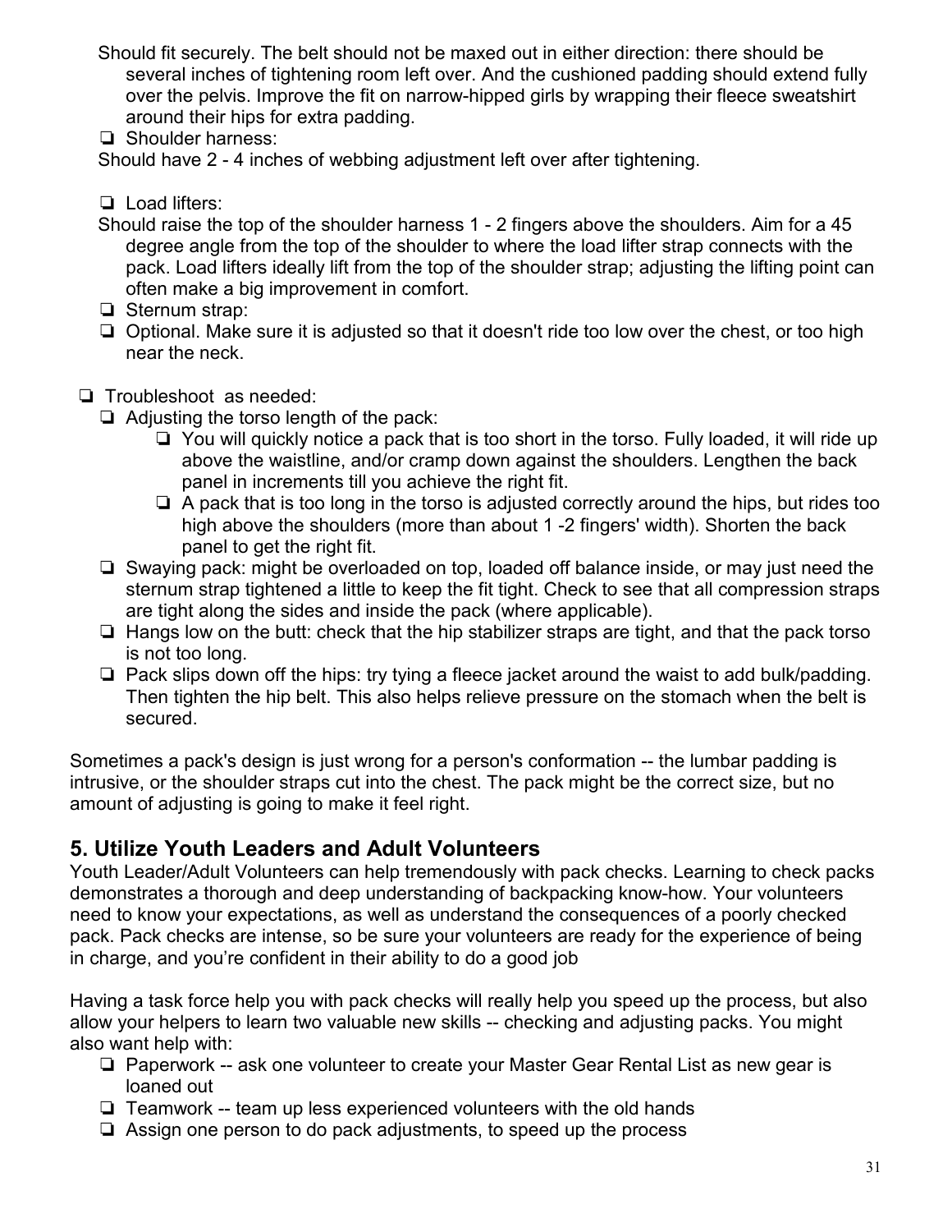Should fit securely. The belt should not be maxed out in either direction: there should be several inches of tightening room left over. And the cushioned padding should extend fully over the pelvis. Improve the fit on narrow-hipped girls by wrapping their fleece sweatshirt around their hips for extra padding.

- ❏ Shoulder harness:

Should have 2 - 4 inches of webbing adjustment left over after tightening.

- ❏ Load lifters:

Should raise the top of the shoulder harness 1 - 2 fingers above the shoulders. Aim for a 45 degree angle from the top of the shoulder to where the load lifter strap connects with the pack. Load lifters ideally lift from the top of the shoulder strap; adjusting the lifting point can often make a big improvement in comfort.

- ❏ Sternum strap:
- ❏ Optional. Make sure it is adjusted so that it doesn't ride too low over the chest, or too high near the neck.

- ❏ Troubleshoot as needed:
  - ❏ Adjusting the torso length of the pack:
    - ❏ You will quickly notice a pack that is too short in the torso. Fully loaded, it will ride up above the waistline, and/or cramp down against the shoulders. Lengthen the back panel in increments till you achieve the right fit.
    - ❏ A pack that is too long in the torso is adjusted correctly around the hips, but rides too high above the shoulders (more than about 1 -2 fingers' width). Shorten the back panel to get the right fit.
  - ❏ Swaying pack: might be overloaded on top, loaded off balance inside, or may just need the sternum strap tightened a little to keep the fit tight. Check to see that all compression straps are tight along the sides and inside the pack (where applicable).
  - ❏ Hangs low on the butt: check that the hip stabilizer straps are tight, and that the pack torso is not too long.
  - ❏ Pack slips down off the hips: try tying a fleece jacket around the waist to add bulk/padding. Then tighten the hip belt. This also helps relieve pressure on the stomach when the belt is secured.

Sometimes a pack's design is just wrong for a person's conformation -- the lumbar padding is intrusive, or the shoulder straps cut into the chest. The pack might be the correct size, but no amount of adjusting is going to make it feel right.

## 5. Utilize Youth Leaders and Adult Volunteers

Youth Leader/Adult Volunteers can help tremendously with pack checks. Learning to check packs demonstrates a thorough and deep understanding of backpacking know-how. Your volunteers need to know your expectations, as well as understand the consequences of a poorly checked pack. Pack checks are intense, so be sure your volunteers are ready for the experience of being in charge, and you're confident in their ability to do a good job

Having a task force help you with pack checks will really help you speed up the process, but also allow your helpers to learn two valuable new skills -- checking and adjusting packs. You might also want help with:

- ❏ Paperwork -- ask one volunteer to create your Master Gear Rental List as new gear is loaned out
- ❏ Teamwork -- team up less experienced volunteers with the old hands
- ❏ Assign one person to do pack adjustments, to speed up the process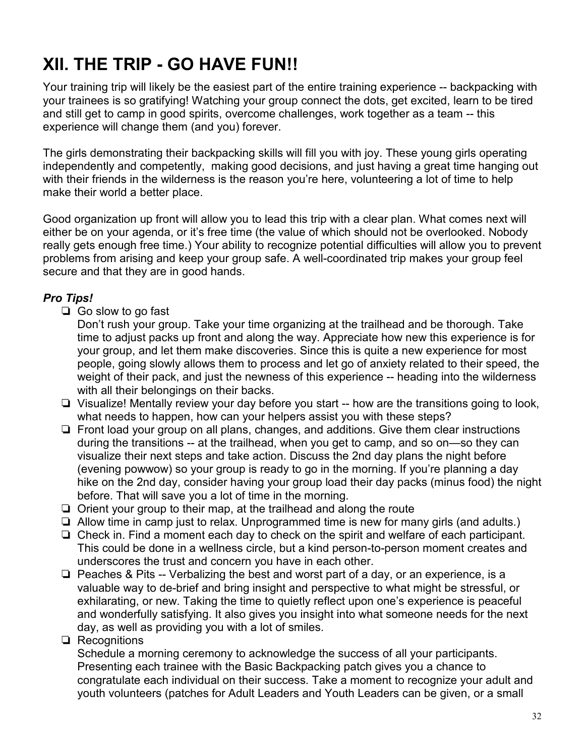# XII. THE TRIP - GO HAVE FUN!!

Your training trip will likely be the easiest part of the entire training experience -- backpacking with your trainees is so gratifying! Watching your group connect the dots, get excited, learn to be tired and still get to camp in good spirits, overcome challenges, work together as a team -- this experience will change them (and you) forever.

The girls demonstrating their backpacking skills will fill you with joy. These young girls operating independently and competently, making good decisions, and just having a great time hanging out with their friends in the wilderness is the reason you're here, volunteering a lot of time to help make their world a better place.

Good organization up front will allow you to lead this trip with a clear plan. What comes next will either be on your agenda, or it's free time (the value of which should not be overlooked. Nobody really gets enough free time.) Your ability to recognize potential difficulties will allow you to prevent problems from arising and keep your group safe. A well-coordinated trip makes your group feel secure and that they are in good hands.

***Pro Tips!***

- ❏ Go slow to go fast
  Don't rush your group. Take your time organizing at the trailhead and be thorough. Take time to adjust packs up front and along the way. Appreciate how new this experience is for your group, and let them make discoveries. Since this is quite a new experience for most people, going slowly allows them to process and let go of anxiety related to their speed, the weight of their pack, and just the newness of this experience -- heading into the wilderness with all their belongings on their backs.
- ❏ Visualize! Mentally review your day before you start -- how are the transitions going to look, what needs to happen, how can your helpers assist you with these steps?
- ❏ Front load your group on all plans, changes, and additions. Give them clear instructions during the transitions -- at the trailhead, when you get to camp, and so on—so they can visualize their next steps and take action. Discuss the 2nd day plans the night before (evening powwow) so your group is ready to go in the morning. If you're planning a day hike on the 2nd day, consider having your group load their day packs (minus food) the night before. That will save you a lot of time in the morning.
- ❏ Orient your group to their map, at the trailhead and along the route
- ❏ Allow time in camp just to relax. Unprogrammed time is new for many girls (and adults.)
- ❏ Check in. Find a moment each day to check on the spirit and welfare of each participant. This could be done in a wellness circle, but a kind person-to-person moment creates and underscores the trust and concern you have in each other.
- ❏ Peaches & Pits -- Verbalizing the best and worst part of a day, or an experience, is a valuable way to de-brief and bring insight and perspective to what might be stressful, or exhilarating, or new. Taking the time to quietly reflect upon one's experience is peaceful and wonderfully satisfying. It also gives you insight into what someone needs for the next day, as well as providing you with a lot of smiles.
- ❏ Recognitions
  Schedule a morning ceremony to acknowledge the success of all your participants. Presenting each trainee with the Basic Backpacking patch gives you a chance to congratulate each individual on their success. Take a moment to recognize your adult and youth volunteers (patches for Adult Leaders and Youth Leaders can be given, or a small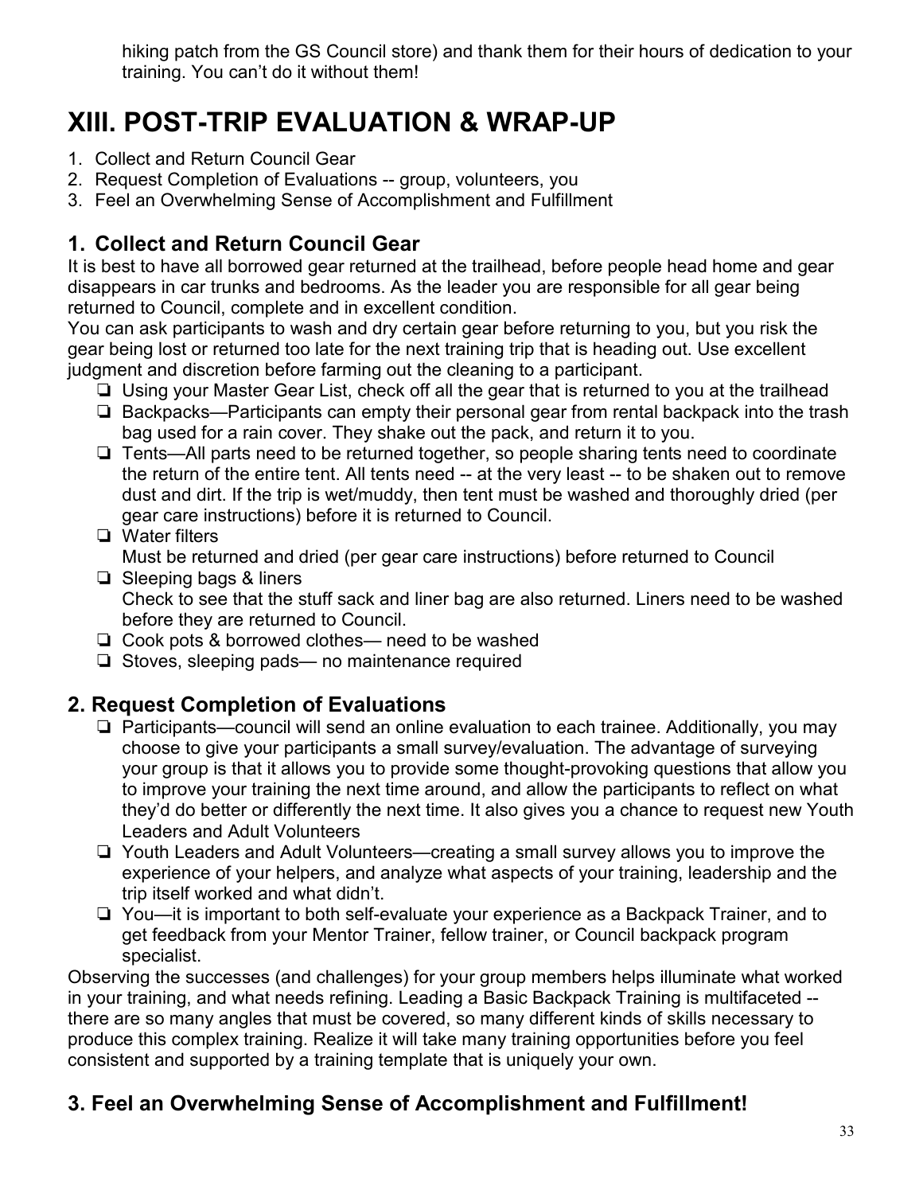hiking patch from the GS Council store) and thank them for their hours of dedication to your training. You can't do it without them!

# XIII. POST-TRIP EVALUATION & WRAP-UP

1. Collect and Return Council Gear
2. Request Completion of Evaluations -- group, volunteers, you
3. Feel an Overwhelming Sense of Accomplishment and Fulfillment

## 1. Collect and Return Council Gear

It is best to have all borrowed gear returned at the trailhead, before people head home and gear disappears in car trunks and bedrooms. As the leader you are responsible for all gear being returned to Council, complete and in excellent condition.

You can ask participants to wash and dry certain gear before returning to you, but you risk the gear being lost or returned too late for the next training trip that is heading out. Use excellent judgment and discretion before farming out the cleaning to a participant.

- ❏ Using your Master Gear List, check off all the gear that is returned to you at the trailhead
- ❏ Backpacks—Participants can empty their personal gear from rental backpack into the trash bag used for a rain cover. They shake out the pack, and return it to you.
- ❏ Tents—All parts need to be returned together, so people sharing tents need to coordinate the return of the entire tent. All tents need -- at the very least -- to be shaken out to remove dust and dirt. If the trip is wet/muddy, then tent must be washed and thoroughly dried (per gear care instructions) before it is returned to Council.
- ❏ Water filters
  Must be returned and dried (per gear care instructions) before returned to Council
- ❏ Sleeping bags & liners
  Check to see that the stuff sack and liner bag are also returned. Liners need to be washed before they are returned to Council.
- ❏ Cook pots & borrowed clothes— need to be washed
- ❏ Stoves, sleeping pads— no maintenance required

## 2. Request Completion of Evaluations

- ❏ Participants—council will send an online evaluation to each trainee. Additionally, you may choose to give your participants a small survey/evaluation. The advantage of surveying your group is that it allows you to provide some thought-provoking questions that allow you to improve your training the next time around, and allow the participants to reflect on what they'd do better or differently the next time. It also gives you a chance to request new Youth Leaders and Adult Volunteers
- ❏ Youth Leaders and Adult Volunteers—creating a small survey allows you to improve the experience of your helpers, and analyze what aspects of your training, leadership and the trip itself worked and what didn't.
- ❏ You—it is important to both self-evaluate your experience as a Backpack Trainer, and to get feedback from your Mentor Trainer, fellow trainer, or Council backpack program specialist.

Observing the successes (and challenges) for your group members helps illuminate what worked in your training, and what needs refining. Leading a Basic Backpack Training is multifaceted -- there are so many angles that must be covered, so many different kinds of skills necessary to produce this complex training. Realize it will take many training opportunities before you feel consistent and supported by a training template that is uniquely your own.

## 3. Feel an Overwhelming Sense of Accomplishment and Fulfillment!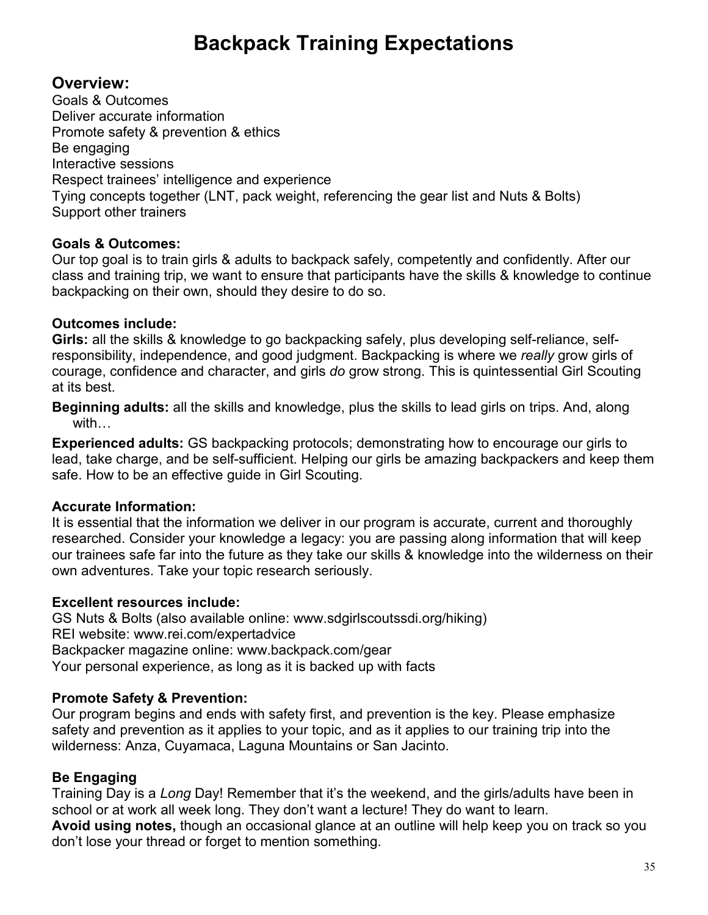# Backpack Training Expectations

## Overview:

Goals & Outcomes
Deliver accurate information
Promote safety & prevention & ethics
Be engaging
Interactive sessions
Respect trainees' intelligence and experience
Tying concepts together (LNT, pack weight, referencing the gear list and Nuts & Bolts)
Support other trainers

**Goals & Outcomes:**
Our top goal is to train girls & adults to backpack safely, competently and confidently. After our class and training trip, we want to ensure that participants have the skills & knowledge to continue backpacking on their own, should they desire to do so.

**Outcomes include:**
**Girls:** all the skills & knowledge to go backpacking safely, plus developing self-reliance, self-responsibility, independence, and good judgment. Backpacking is where we *really* grow girls of courage, confidence and character, and girls *do* grow strong. This is quintessential Girl Scouting at its best.

**Beginning adults:** all the skills and knowledge, plus the skills to lead girls on trips. And, along with…

**Experienced adults:** GS backpacking protocols; demonstrating how to encourage our girls to lead, take charge, and be self-sufficient. Helping our girls be amazing backpackers and keep them safe. How to be an effective guide in Girl Scouting.

**Accurate Information:**
It is essential that the information we deliver in our program is accurate, current and thoroughly researched. Consider your knowledge a legacy: you are passing along information that will keep our trainees safe far into the future as they take our skills & knowledge into the wilderness on their own adventures. Take your topic research seriously.

**Excellent resources include:**
GS Nuts & Bolts (also available online: www.sdgirlscoutssdi.org/hiking)
REI website: www.rei.com/expertadvice
Backpacker magazine online: www.backpack.com/gear
Your personal experience, as long as it is backed up with facts

**Promote Safety & Prevention:**
Our program begins and ends with safety first, and prevention is the key. Please emphasize safety and prevention as it applies to your topic, and as it applies to our training trip into the wilderness: Anza, Cuyamaca, Laguna Mountains or San Jacinto.

**Be Engaging**
Training Day is a *Long* Day! Remember that it's the weekend, and the girls/adults have been in school or at work all week long. They don't want a lecture! They do want to learn.
**Avoid using notes,** though an occasional glance at an outline will help keep you on track so you don't lose your thread or forget to mention something.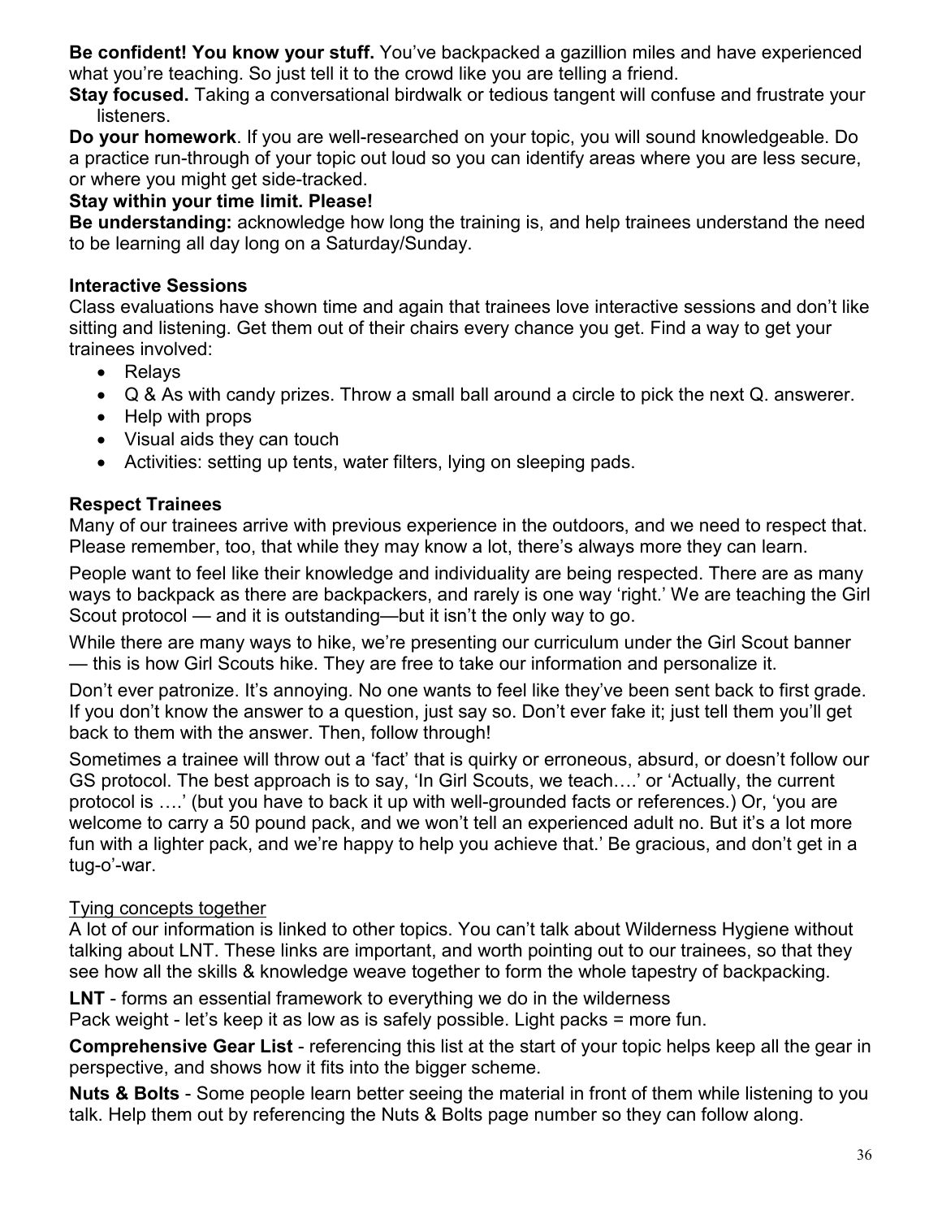**Be confident! You know your stuff.** You've backpacked a gazillion miles and have experienced what you're teaching. So just tell it to the crowd like you are telling a friend.

**Stay focused.** Taking a conversational birdwalk or tedious tangent will confuse and frustrate your listeners.

**Do your homework**. If you are well-researched on your topic, you will sound knowledgeable. Do a practice run-through of your topic out loud so you can identify areas where you are less secure, or where you might get side-tracked.

**Stay within your time limit. Please!**

**Be understanding:** acknowledge how long the training is, and help trainees understand the need to be learning all day long on a Saturday/Sunday.

**Interactive Sessions**

Class evaluations have shown time and again that trainees love interactive sessions and don't like sitting and listening. Get them out of their chairs every chance you get. Find a way to get your trainees involved:

- Relays
- Q & As with candy prizes. Throw a small ball around a circle to pick the next Q. answerer.
- Help with props
- Visual aids they can touch
- Activities: setting up tents, water filters, lying on sleeping pads.

**Respect Trainees**

Many of our trainees arrive with previous experience in the outdoors, and we need to respect that. Please remember, too, that while they may know a lot, there's always more they can learn.

People want to feel like their knowledge and individuality are being respected. There are as many ways to backpack as there are backpackers, and rarely is one way 'right.' We are teaching the Girl Scout protocol — and it is outstanding—but it isn't the only way to go.

While there are many ways to hike, we're presenting our curriculum under the Girl Scout banner — this is how Girl Scouts hike. They are free to take our information and personalize it.

Don't ever patronize. It's annoying. No one wants to feel like they've been sent back to first grade. If you don't know the answer to a question, just say so. Don't ever fake it; just tell them you'll get back to them with the answer. Then, follow through!

Sometimes a trainee will throw out a 'fact' that is quirky or erroneous, absurd, or doesn't follow our GS protocol. The best approach is to say, 'In Girl Scouts, we teach….' or 'Actually, the current protocol is ….' (but you have to back it up with well-grounded facts or references.) Or, 'you are welcome to carry a 50 pound pack, and we won't tell an experienced adult no. But it's a lot more fun with a lighter pack, and we're happy to help you achieve that.' Be gracious, and don't get in a tug-o'-war.

<u>Tying concepts together</u>

A lot of our information is linked to other topics. You can't talk about Wilderness Hygiene without talking about LNT. These links are important, and worth pointing out to our trainees, so that they see how all the skills & knowledge weave together to form the whole tapestry of backpacking.

**LNT** - forms an essential framework to everything we do in the wilderness
Pack weight - let's keep it as low as is safely possible. Light packs = more fun.

**Comprehensive Gear List** - referencing this list at the start of your topic helps keep all the gear in perspective, and shows how it fits into the bigger scheme.

**Nuts & Bolts** - Some people learn better seeing the material in front of them while listening to you talk. Help them out by referencing the Nuts & Bolts page number so they can follow along.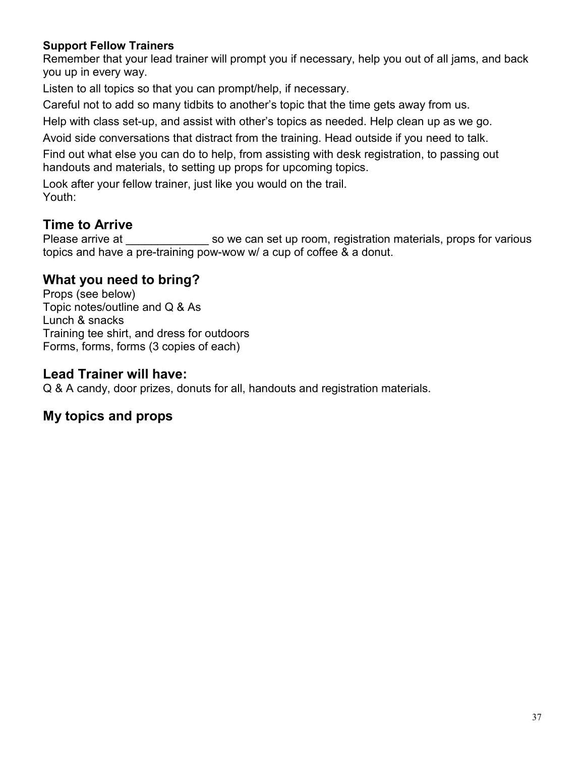**Support Fellow Trainers**

Remember that your lead trainer will prompt you if necessary, help you out of all jams, and back you up in every way.

Listen to all topics so that you can prompt/help, if necessary.

Careful not to add so many tidbits to another's topic that the time gets away from us.

Help with class set-up, and assist with other's topics as needed. Help clean up as we go.

Avoid side conversations that distract from the training. Head outside if you need to talk.

Find out what else you can do to help, from assisting with desk registration, to passing out handouts and materials, to setting up props for upcoming topics.

Look after your fellow trainer, just like you would on the trail.
Youth:

## Time to Arrive

Please arrive at _____________ so we can set up room, registration materials, props for various topics and have a pre-training pow-wow w/ a cup of coffee & a donut.

## What you need to bring?

Props (see below)
Topic notes/outline and Q & As
Lunch & snacks
Training tee shirt, and dress for outdoors
Forms, forms, forms (3 copies of each)

## Lead Trainer will have:

Q & A candy, door prizes, donuts for all, handouts and registration materials.

## My topics and props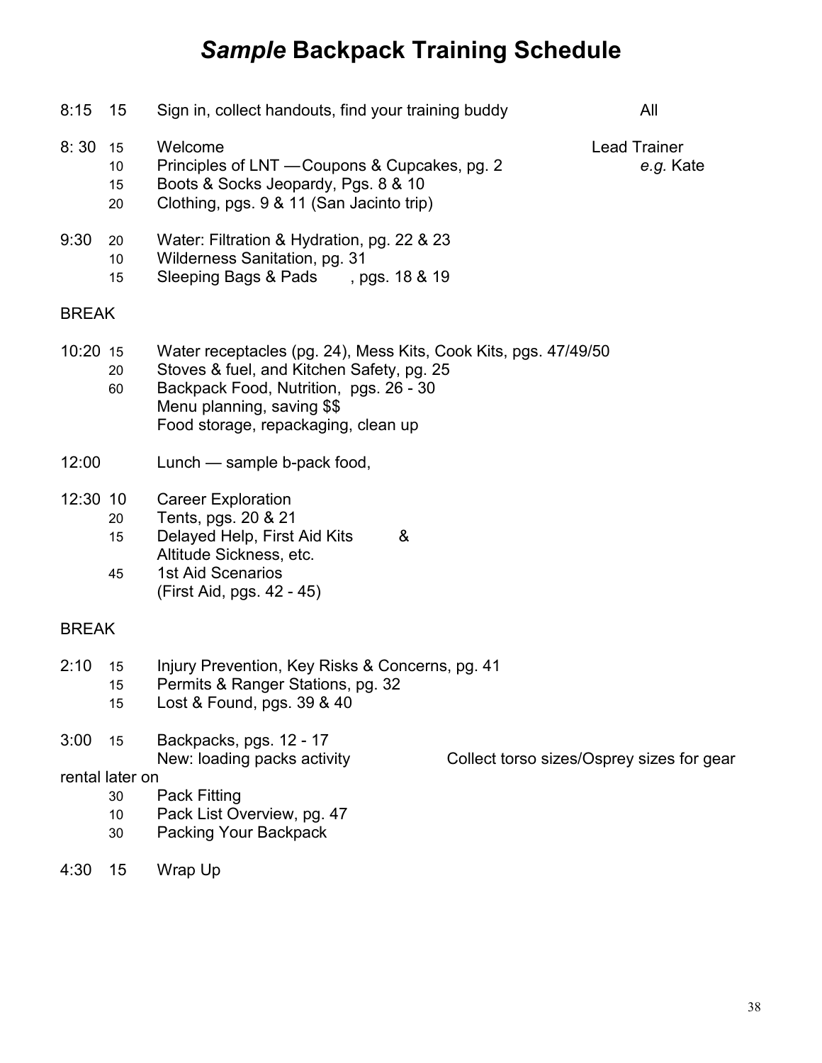# *Sample* Backpack Training Schedule

| Time | Min | Activity | Who |
|---|---|---|---|
| 8:15 | 15 | Sign in, collect handouts, find your training buddy | All |
| 8: 30 | 15 | Welcome | Lead Trainer |
| | 10 | Principles of LNT — Coupons & Cupcakes, pg. 2 | *e.g.* Kate |
| | 15 | Boots & Socks Jeopardy, Pgs. 8 & 10 | |
| | 20 | Clothing, pgs. 9 & 11 (San Jacinto trip) | |
| 9:30 | 20 | Water: Filtration & Hydration, pg. 22 & 23 | |
| | 10 | Wilderness Sanitation, pg. 31 | |
| | 15 | Sleeping Bags & Pads , pgs. 18 & 19 | |
| BREAK | | | |
| 10:20 | 15 | Water receptacles (pg. 24), Mess Kits, Cook Kits, pgs. 47/49/50 | |
| | 20 | Stoves & fuel, and Kitchen Safety, pg. 25 | |
| | 60 | Backpack Food, Nutrition, pgs. 26 - 30<br>Menu planning, saving $$<br>Food storage, repackaging, clean up | |
| 12:00 | | Lunch — sample b-pack food, | |
| 12:30 | 10 | Career Exploration | |
| | 20 | Tents, pgs. 20 & 21 | |
| | 15 | Delayed Help, First Aid Kits &<br>Altitude Sickness, etc. | |
| | 45 | 1st Aid Scenarios<br>(First Aid, pgs. 42 - 45) | |
| BREAK | | | |
| 2:10 | 15 | Injury Prevention, Key Risks & Concerns, pg. 41 | |
| | 15 | Permits & Ranger Stations, pg. 32 | |
| | 15 | Lost & Found, pgs. 39 & 40 | |
| 3:00 | 15 | Backpacks, pgs. 12 - 17<br>New: loading packs activity | Collect torso sizes/Osprey sizes for gear rental later on |
| | 30 | Pack Fitting | |
| | 10 | Pack List Overview, pg. 47 | |
| | 30 | Packing Your Backpack | |
| 4:30 | 15 | Wrap Up | |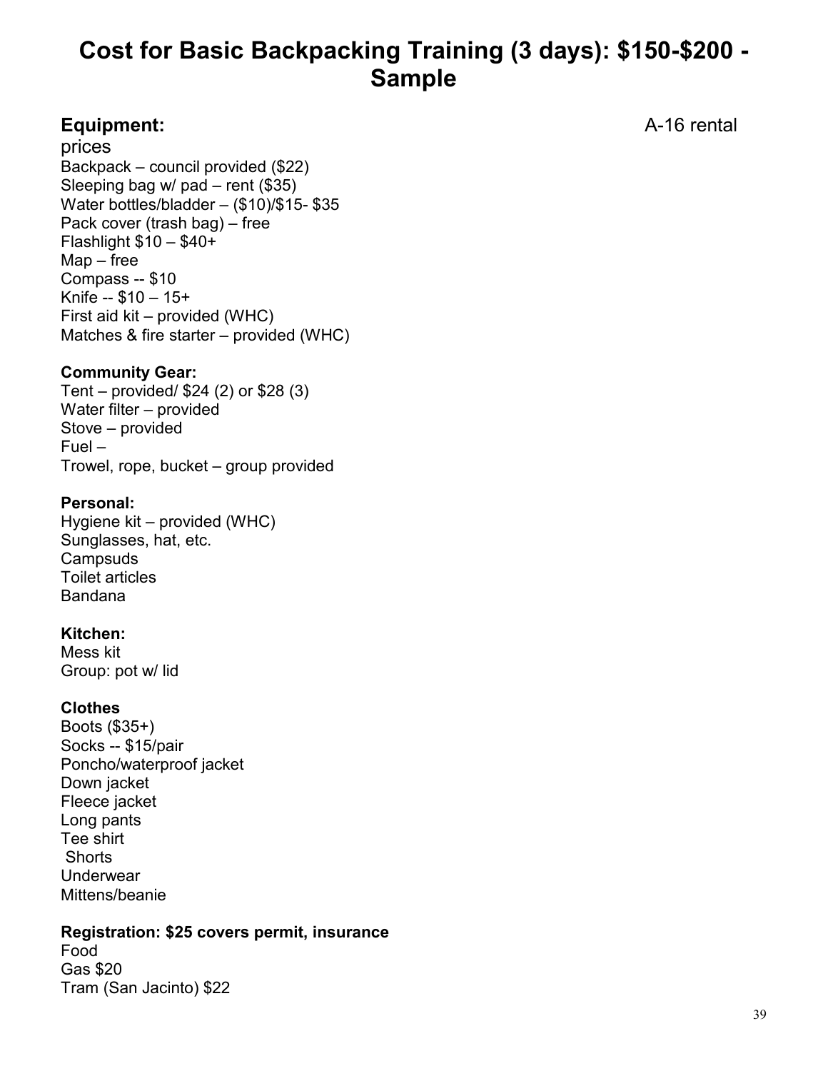# Cost for Basic Backpacking Training (3 days): $150-$200 - Sample

## Equipment: A-16 rental prices

Backpack – council provided ($22)
Sleeping bag w/ pad – rent ($35)
Water bottles/bladder – ($10)/$15- $35
Pack cover (trash bag) – free
Flashlight $10 – $40+
Map – free
Compass -- $10
Knife -- $10 – 15+
First aid kit – provided (WHC)
Matches & fire starter – provided (WHC)

**Community Gear:**
Tent – provided/ $24 (2) or $28 (3)
Water filter – provided
Stove – provided
Fuel –
Trowel, rope, bucket – group provided

**Personal:**
Hygiene kit – provided (WHC)
Sunglasses, hat, etc.
Campsuds
Toilet articles
Bandana

**Kitchen:**
Mess kit
Group: pot w/ lid

**Clothes**
Boots ($35+)
Socks -- $15/pair
Poncho/waterproof jacket
Down jacket
Fleece jacket
Long pants
Tee shirt
Shorts
Underwear
Mittens/beanie

**Registration: $25 covers permit, insurance**
Food
Gas $20
Tram (San Jacinto) $22